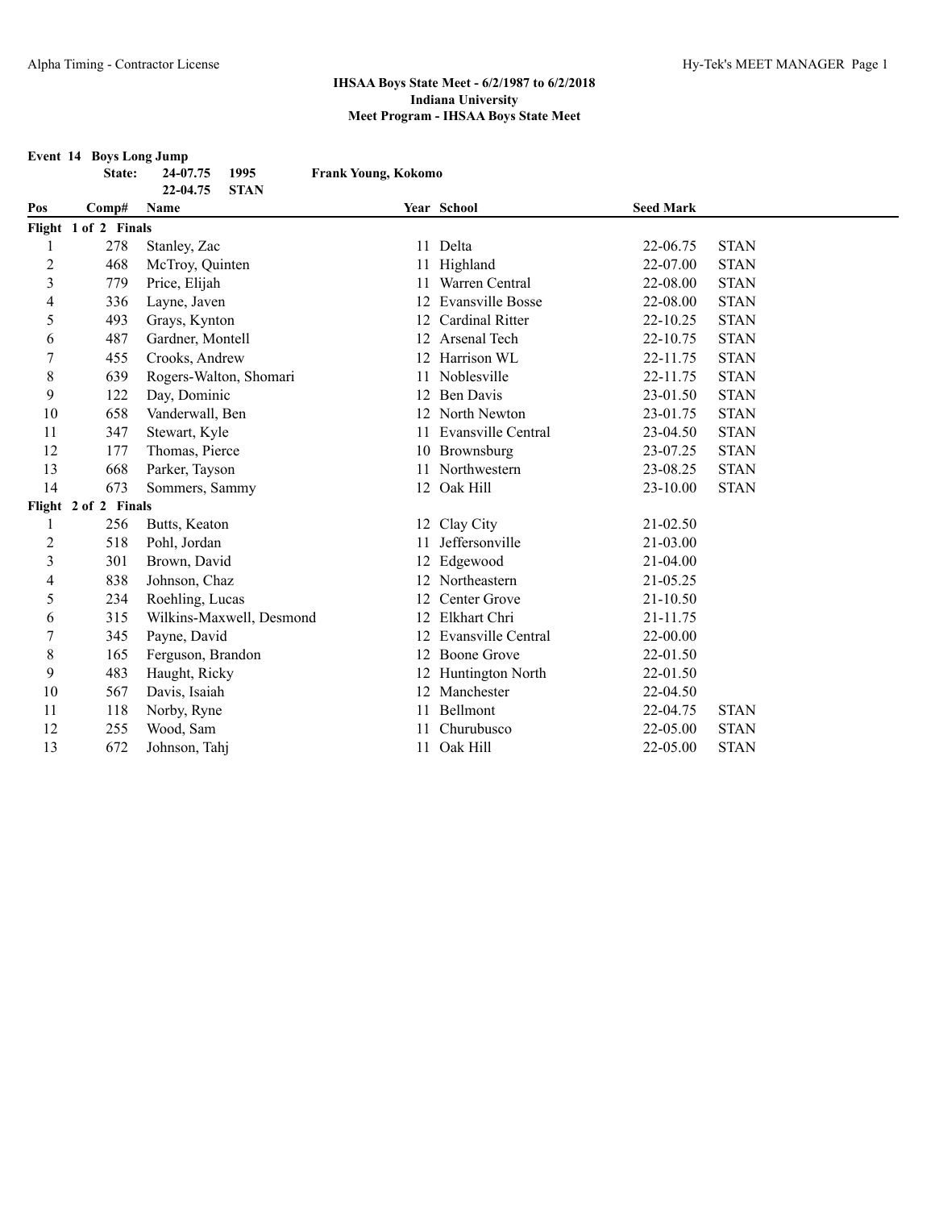# IHSAA Boys State Meet - 6/2/1987 to 6/2/2018
## Indiana University
## Meet Program - IHSAA Boys State Meet

**Event 14 Boys Long Jump**

**State: 24-07.75 1995 Frank Young, Kokomo**
**22-04.75 STAN**

| Pos | Comp# | Name | Year | School | Seed Mark | |
|---|---|---|---|---|---|---|
| **Flight 1 of 2 Finals** | | | | | | |
| 1 | 278 | Stanley, Zac | 11 | Delta | 22-06.75 | STAN |
| 2 | 468 | McTroy, Quinten | 11 | Highland | 22-07.00 | STAN |
| 3 | 779 | Price, Elijah | 11 | Warren Central | 22-08.00 | STAN |
| 4 | 336 | Layne, Javen | 12 | Evansville Bosse | 22-08.00 | STAN |
| 5 | 493 | Grays, Kynton | 12 | Cardinal Ritter | 22-10.25 | STAN |
| 6 | 487 | Gardner, Montell | 12 | Arsenal Tech | 22-10.75 | STAN |
| 7 | 455 | Crooks, Andrew | 12 | Harrison WL | 22-11.75 | STAN |
| 8 | 639 | Rogers-Walton, Shomari | 11 | Noblesville | 22-11.75 | STAN |
| 9 | 122 | Day, Dominic | 12 | Ben Davis | 23-01.50 | STAN |
| 10 | 658 | Vanderwall, Ben | 12 | North Newton | 23-01.75 | STAN |
| 11 | 347 | Stewart, Kyle | 11 | Evansville Central | 23-04.50 | STAN |
| 12 | 177 | Thomas, Pierce | 10 | Brownsburg | 23-07.25 | STAN |
| 13 | 668 | Parker, Tayson | 11 | Northwestern | 23-08.25 | STAN |
| 14 | 673 | Sommers, Sammy | 12 | Oak Hill | 23-10.00 | STAN |
| **Flight 2 of 2 Finals** | | | | | | |
| 1 | 256 | Butts, Keaton | 12 | Clay City | 21-02.50 | |
| 2 | 518 | Pohl, Jordan | 11 | Jeffersonville | 21-03.00 | |
| 3 | 301 | Brown, David | 12 | Edgewood | 21-04.00 | |
| 4 | 838 | Johnson, Chaz | 12 | Northeastern | 21-05.25 | |
| 5 | 234 | Roehling, Lucas | 12 | Center Grove | 21-10.50 | |
| 6 | 315 | Wilkins-Maxwell, Desmond | 12 | Elkhart Chri | 21-11.75 | |
| 7 | 345 | Payne, David | 12 | Evansville Central | 22-00.00 | |
| 8 | 165 | Ferguson, Brandon | 12 | Boone Grove | 22-01.50 | |
| 9 | 483 | Haught, Ricky | 12 | Huntington North | 22-01.50 | |
| 10 | 567 | Davis, Isaiah | 12 | Manchester | 22-04.50 | |
| 11 | 118 | Norby, Ryne | 11 | Bellmont | 22-04.75 | STAN |
| 12 | 255 | Wood, Sam | 11 | Churubusco | 22-05.00 | STAN |
| 13 | 672 | Johnson, Tahj | 11 | Oak Hill | 22-05.00 | STAN |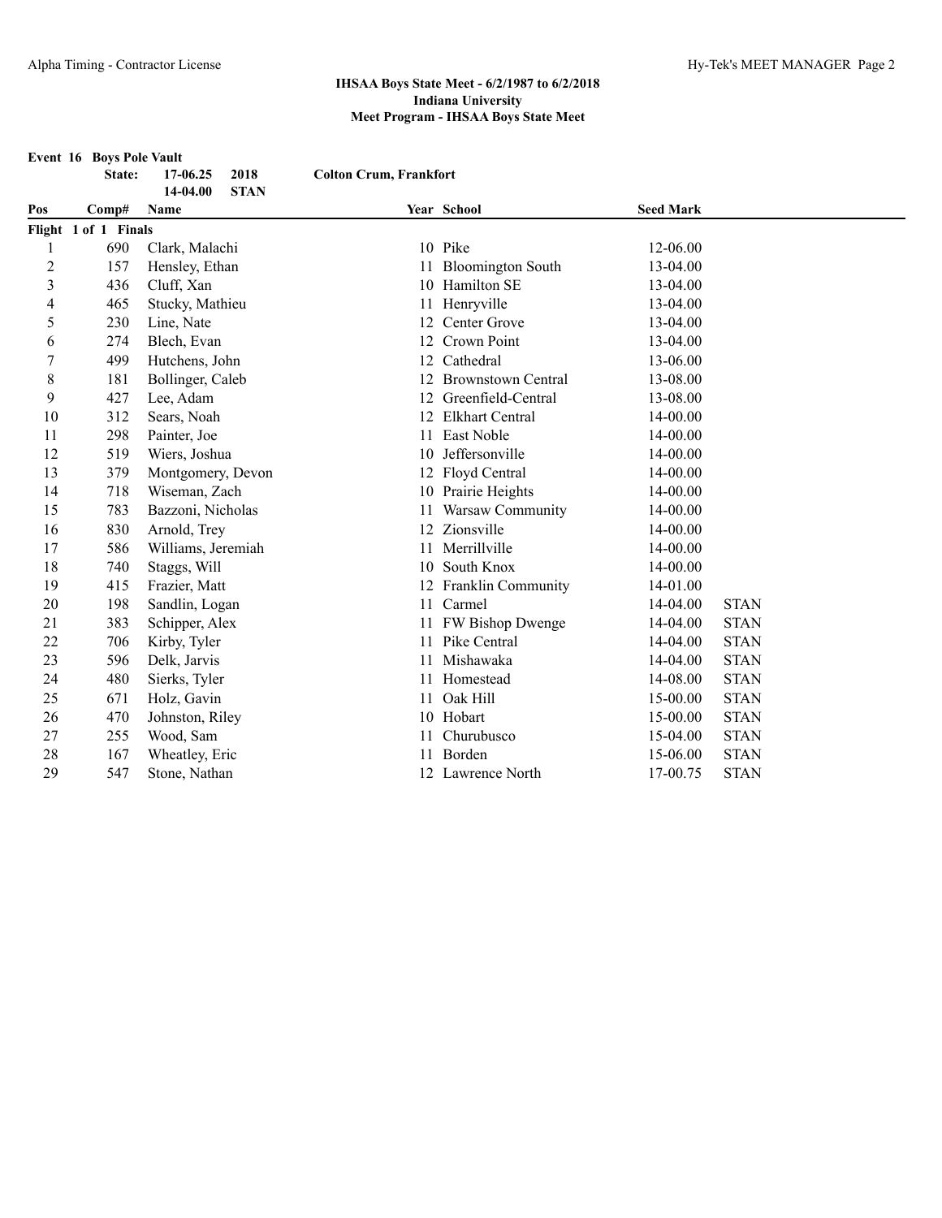**IHSAA Boys State Meet - 6/2/1987 to 6/2/2018**
**Indiana University**
**Meet Program - IHSAA Boys State Meet**

**Event 16 Boys Pole Vault**

| | | | |
|---|---|---|---|
| **State:** | **17-06.25** | **2018** | **Colton Crum, Frankfort** |
| | **14-04.00** | **STAN** | |

| Pos | Comp# | Name | Year | School | Seed Mark | |
|---|---|---|---|---|---|---|
| **Flight 1 of 1 Finals** | | | | | | |
| 1 | 690 | Clark, Malachi | 10 | Pike | 12-06.00 | |
| 2 | 157 | Hensley, Ethan | 11 | Bloomington South | 13-04.00 | |
| 3 | 436 | Cluff, Xan | 10 | Hamilton SE | 13-04.00 | |
| 4 | 465 | Stucky, Mathieu | 11 | Henryville | 13-04.00 | |
| 5 | 230 | Line, Nate | 12 | Center Grove | 13-04.00 | |
| 6 | 274 | Blech, Evan | 12 | Crown Point | 13-04.00 | |
| 7 | 499 | Hutchens, John | 12 | Cathedral | 13-06.00 | |
| 8 | 181 | Bollinger, Caleb | 12 | Brownstown Central | 13-08.00 | |
| 9 | 427 | Lee, Adam | 12 | Greenfield-Central | 13-08.00 | |
| 10 | 312 | Sears, Noah | 12 | Elkhart Central | 14-00.00 | |
| 11 | 298 | Painter, Joe | 11 | East Noble | 14-00.00 | |
| 12 | 519 | Wiers, Joshua | 10 | Jeffersonville | 14-00.00 | |
| 13 | 379 | Montgomery, Devon | 12 | Floyd Central | 14-00.00 | |
| 14 | 718 | Wiseman, Zach | 10 | Prairie Heights | 14-00.00 | |
| 15 | 783 | Bazzoni, Nicholas | 11 | Warsaw Community | 14-00.00 | |
| 16 | 830 | Arnold, Trey | 12 | Zionsville | 14-00.00 | |
| 17 | 586 | Williams, Jeremiah | 11 | Merrillville | 14-00.00 | |
| 18 | 740 | Staggs, Will | 10 | South Knox | 14-00.00 | |
| 19 | 415 | Frazier, Matt | 12 | Franklin Community | 14-01.00 | |
| 20 | 198 | Sandlin, Logan | 11 | Carmel | 14-04.00 | STAN |
| 21 | 383 | Schipper, Alex | 11 | FW Bishop Dwenge | 14-04.00 | STAN |
| 22 | 706 | Kirby, Tyler | 11 | Pike Central | 14-04.00 | STAN |
| 23 | 596 | Delk, Jarvis | 11 | Mishawaka | 14-04.00 | STAN |
| 24 | 480 | Sierks, Tyler | 11 | Homestead | 14-08.00 | STAN |
| 25 | 671 | Holz, Gavin | 11 | Oak Hill | 15-00.00 | STAN |
| 26 | 470 | Johnston, Riley | 10 | Hobart | 15-00.00 | STAN |
| 27 | 255 | Wood, Sam | 11 | Churubusco | 15-04.00 | STAN |
| 28 | 167 | Wheatley, Eric | 11 | Borden | 15-06.00 | STAN |
| 29 | 547 | Stone, Nathan | 12 | Lawrence North | 17-00.75 | STAN |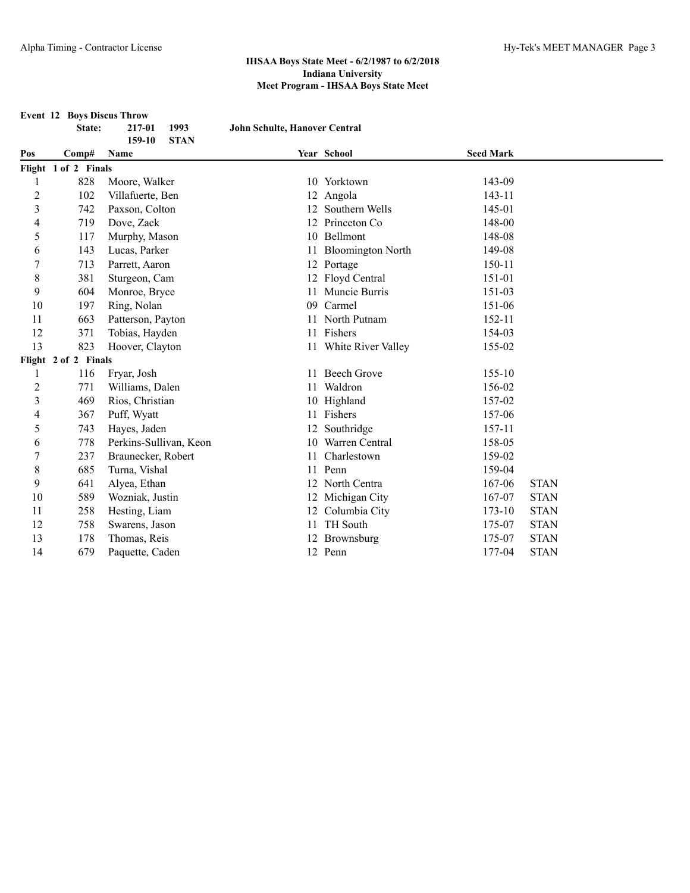**IHSAA Boys State Meet - 6/2/1987 to 6/2/2018**
**Indiana University**
**Meet Program - IHSAA Boys State Meet**

**Event 12 Boys Discus Throw**

| | | | |
|---|---|---|---|
| **State:** | **217-01** | **1993** | **John Schulte, Hanover Central** |
| | **159-10** | **STAN** | |

| Pos | Comp# | Name | Year | School | Seed Mark | |
|---|---|---|---|---|---|---|
| **Flight 1 of 2 Finals** | | | | | | |
| 1 | 828 | Moore, Walker | 10 | Yorktown | 143-09 | |
| 2 | 102 | Villafuerte, Ben | 12 | Angola | 143-11 | |
| 3 | 742 | Paxson, Colton | 12 | Southern Wells | 145-01 | |
| 4 | 719 | Dove, Zack | 12 | Princeton Co | 148-00 | |
| 5 | 117 | Murphy, Mason | 10 | Bellmont | 148-08 | |
| 6 | 143 | Lucas, Parker | 11 | Bloomington North | 149-08 | |
| 7 | 713 | Parrett, Aaron | 12 | Portage | 150-11 | |
| 8 | 381 | Sturgeon, Cam | 12 | Floyd Central | 151-01 | |
| 9 | 604 | Monroe, Bryce | 11 | Muncie Burris | 151-03 | |
| 10 | 197 | Ring, Nolan | 09 | Carmel | 151-06 | |
| 11 | 663 | Patterson, Payton | 11 | North Putnam | 152-11 | |
| 12 | 371 | Tobias, Hayden | 11 | Fishers | 154-03 | |
| 13 | 823 | Hoover, Clayton | 11 | White River Valley | 155-02 | |
| **Flight 2 of 2 Finals** | | | | | | |
| 1 | 116 | Fryar, Josh | 11 | Beech Grove | 155-10 | |
| 2 | 771 | Williams, Dalen | 11 | Waldron | 156-02 | |
| 3 | 469 | Rios, Christian | 10 | Highland | 157-02 | |
| 4 | 367 | Puff, Wyatt | 11 | Fishers | 157-06 | |
| 5 | 743 | Hayes, Jaden | 12 | Southridge | 157-11 | |
| 6 | 778 | Perkins-Sullivan, Keon | 10 | Warren Central | 158-05 | |
| 7 | 237 | Braunecker, Robert | 11 | Charlestown | 159-02 | |
| 8 | 685 | Turna, Vishal | 11 | Penn | 159-04 | |
| 9 | 641 | Alyea, Ethan | 12 | North Centra | 167-06 | STAN |
| 10 | 589 | Wozniak, Justin | 12 | Michigan City | 167-07 | STAN |
| 11 | 258 | Hesting, Liam | 12 | Columbia City | 173-10 | STAN |
| 12 | 758 | Swarens, Jason | 11 | TH South | 175-07 | STAN |
| 13 | 178 | Thomas, Reis | 12 | Brownsburg | 175-07 | STAN |
| 14 | 679 | Paquette, Caden | 12 | Penn | 177-04 | STAN |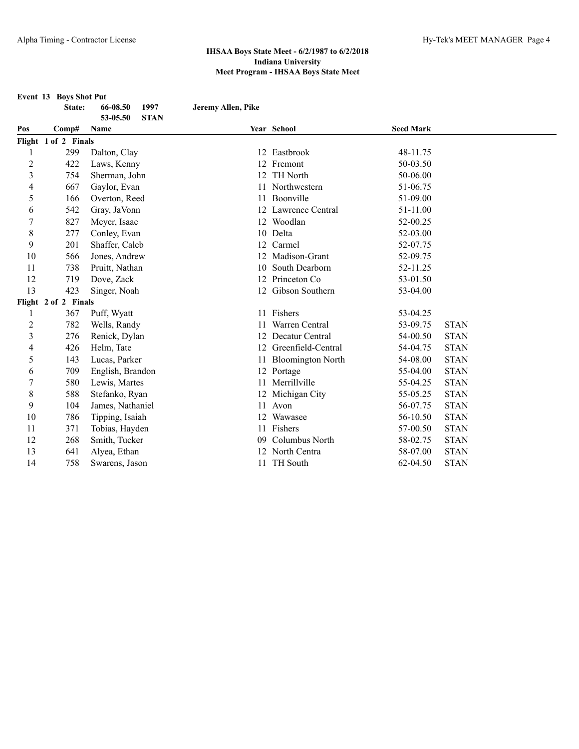**IHSAA Boys State Meet - 6/2/1987 to 6/2/2018**
**Indiana University**
**Meet Program - IHSAA Boys State Meet**

**Event 13 Boys Shot Put**

| | | | | |
|---|---|---|---|---|
| State: | 66-08.50 | 1997 | Jeremy Allen, Pike | |
| | 53-05.50 | STAN | | |

| Pos | Comp# | Name | Year | School | Seed Mark | |
|---|---|---|---|---|---|---|
| **Flight 1 of 2 Finals** | | | | | | |
| 1 | 299 | Dalton, Clay | 12 | Eastbrook | 48-11.75 | |
| 2 | 422 | Laws, Kenny | 12 | Fremont | 50-03.50 | |
| 3 | 754 | Sherman, John | 12 | TH North | 50-06.00 | |
| 4 | 667 | Gaylor, Evan | 11 | Northwestern | 51-06.75 | |
| 5 | 166 | Overton, Reed | 11 | Boonville | 51-09.00 | |
| 6 | 542 | Gray, JaVonn | 12 | Lawrence Central | 51-11.00 | |
| 7 | 827 | Meyer, Isaac | 12 | Woodlan | 52-00.25 | |
| 8 | 277 | Conley, Evan | 10 | Delta | 52-03.00 | |
| 9 | 201 | Shaffer, Caleb | 12 | Carmel | 52-07.75 | |
| 10 | 566 | Jones, Andrew | 12 | Madison-Grant | 52-09.75 | |
| 11 | 738 | Pruitt, Nathan | 10 | South Dearborn | 52-11.25 | |
| 12 | 719 | Dove, Zack | 12 | Princeton Co | 53-01.50 | |
| 13 | 423 | Singer, Noah | 12 | Gibson Southern | 53-04.00 | |
| **Flight 2 of 2 Finals** | | | | | | |
| 1 | 367 | Puff, Wyatt | 11 | Fishers | 53-04.25 | |
| 2 | 782 | Wells, Randy | 11 | Warren Central | 53-09.75 | STAN |
| 3 | 276 | Renick, Dylan | 12 | Decatur Central | 54-00.50 | STAN |
| 4 | 426 | Helm, Tate | 12 | Greenfield-Central | 54-04.75 | STAN |
| 5 | 143 | Lucas, Parker | 11 | Bloomington North | 54-08.00 | STAN |
| 6 | 709 | English, Brandon | 12 | Portage | 55-04.00 | STAN |
| 7 | 580 | Lewis, Martes | 11 | Merrillville | 55-04.25 | STAN |
| 8 | 588 | Stefanko, Ryan | 12 | Michigan City | 55-05.25 | STAN |
| 9 | 104 | James, Nathaniel | 11 | Avon | 56-07.75 | STAN |
| 10 | 786 | Tipping, Isaiah | 12 | Wawasee | 56-10.50 | STAN |
| 11 | 371 | Tobias, Hayden | 11 | Fishers | 57-00.50 | STAN |
| 12 | 268 | Smith, Tucker | 09 | Columbus North | 58-02.75 | STAN |
| 13 | 641 | Alyea, Ethan | 12 | North Centra | 58-07.00 | STAN |
| 14 | 758 | Swarens, Jason | 11 | TH South | 62-04.50 | STAN |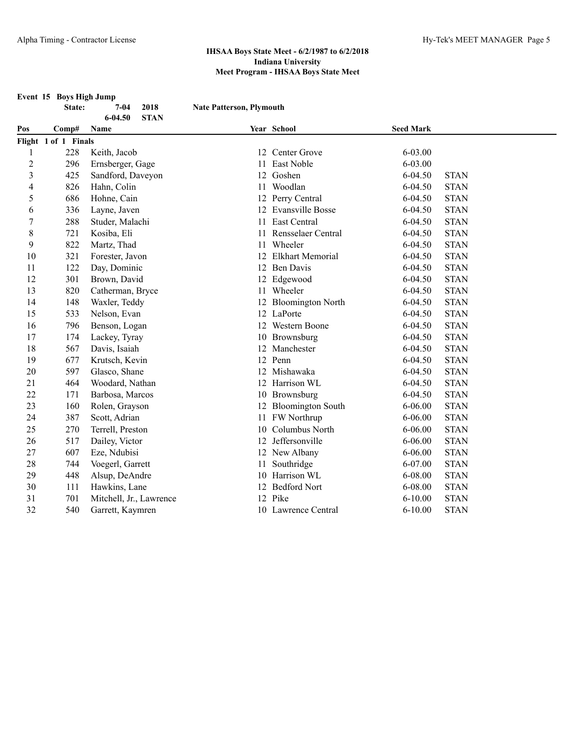**IHSAA Boys State Meet - 6/2/1987 to 6/2/2018**
**Indiana University**
**Meet Program - IHSAA Boys State Meet**

**Event 15 Boys High Jump**

| | | | |
|---|---|---|---|
| **State:** | **7-04** | **2018** | **Nate Patterson, Plymouth** |
| | **6-04.50** | **STAN** | |

| Pos | Comp# | Name | Year | School | Seed Mark | |
|---|---|---|---|---|---|---|
| **Flight 1 of 1 Finals** | | | | | | |
| 1 | 228 | Keith, Jacob | 12 | Center Grove | 6-03.00 | |
| 2 | 296 | Ernsberger, Gage | 11 | East Noble | 6-03.00 | |
| 3 | 425 | Sandford, Daveyon | 12 | Goshen | 6-04.50 | STAN |
| 4 | 826 | Hahn, Colin | 11 | Woodlan | 6-04.50 | STAN |
| 5 | 686 | Hohne, Cain | 12 | Perry Central | 6-04.50 | STAN |
| 6 | 336 | Layne, Javen | 12 | Evansville Bosse | 6-04.50 | STAN |
| 7 | 288 | Studer, Malachi | 11 | East Central | 6-04.50 | STAN |
| 8 | 721 | Kosiba, Eli | 11 | Rensselaer Central | 6-04.50 | STAN |
| 9 | 822 | Martz, Thad | 11 | Wheeler | 6-04.50 | STAN |
| 10 | 321 | Forester, Javon | 12 | Elkhart Memorial | 6-04.50 | STAN |
| 11 | 122 | Day, Dominic | 12 | Ben Davis | 6-04.50 | STAN |
| 12 | 301 | Brown, David | 12 | Edgewood | 6-04.50 | STAN |
| 13 | 820 | Catherman, Bryce | 11 | Wheeler | 6-04.50 | STAN |
| 14 | 148 | Waxler, Teddy | 12 | Bloomington North | 6-04.50 | STAN |
| 15 | 533 | Nelson, Evan | 12 | LaPorte | 6-04.50 | STAN |
| 16 | 796 | Benson, Logan | 12 | Western Boone | 6-04.50 | STAN |
| 17 | 174 | Lackey, Tyray | 10 | Brownsburg | 6-04.50 | STAN |
| 18 | 567 | Davis, Isaiah | 12 | Manchester | 6-04.50 | STAN |
| 19 | 677 | Krutsch, Kevin | 12 | Penn | 6-04.50 | STAN |
| 20 | 597 | Glasco, Shane | 12 | Mishawaka | 6-04.50 | STAN |
| 21 | 464 | Woodard, Nathan | 12 | Harrison WL | 6-04.50 | STAN |
| 22 | 171 | Barbosa, Marcos | 10 | Brownsburg | 6-04.50 | STAN |
| 23 | 160 | Rolen, Grayson | 12 | Bloomington South | 6-06.00 | STAN |
| 24 | 387 | Scott, Adrian | 11 | FW Northrup | 6-06.00 | STAN |
| 25 | 270 | Terrell, Preston | 10 | Columbus North | 6-06.00 | STAN |
| 26 | 517 | Dailey, Victor | 12 | Jeffersonville | 6-06.00 | STAN |
| 27 | 607 | Eze, Ndubisi | 12 | New Albany | 6-06.00 | STAN |
| 28 | 744 | Voegerl, Garrett | 11 | Southridge | 6-07.00 | STAN |
| 29 | 448 | Alsup, DeAndre | 10 | Harrison WL | 6-08.00 | STAN |
| 30 | 111 | Hawkins, Lane | 12 | Bedford Nort | 6-08.00 | STAN |
| 31 | 701 | Mitchell, Jr., Lawrence | 12 | Pike | 6-10.00 | STAN |
| 32 | 540 | Garrett, Kaymren | 10 | Lawrence Central | 6-10.00 | STAN |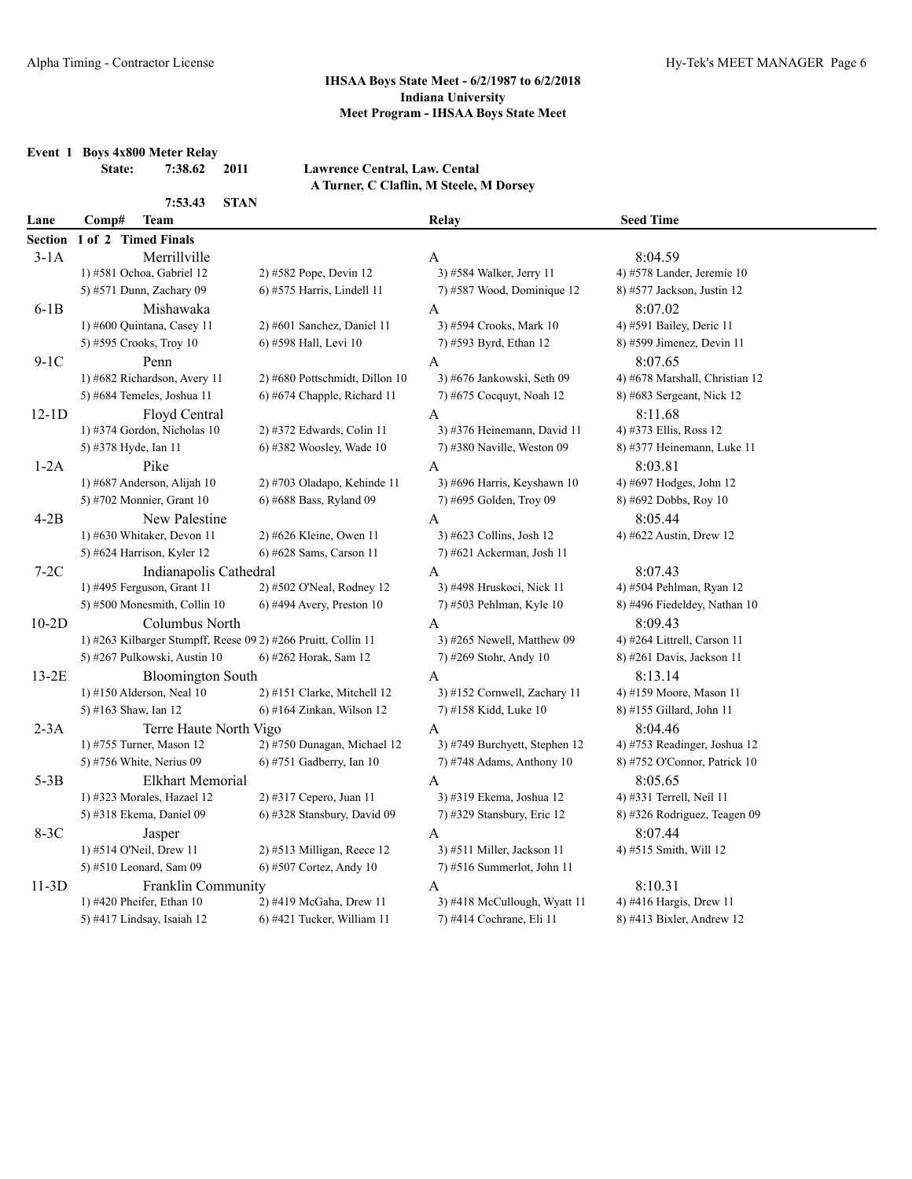### IHSAA Boys State Meet - 6/2/1987 to 6/2/2018
### Indiana University
### Meet Program - IHSAA Boys State Meet

**Event 1 Boys 4x800 Meter Relay**

**State: 7:38.62 2011 Lawrence Central, Law. Cental**
**A Turner, C Claflin, M Steele, M Dorsey**

**7:53.43 STAN**

| Lane | Comp# Team | | Relay | Seed Time |
|---|---|---|---|---|
| **Section 1 of 2 Timed Finals** | | | | |
| 3-1A | Merrillville | | A | 8:04.59 |
| | 1) #581 Ochoa, Gabriel 12 | 2) #582 Pope, Devin 12 | 3) #584 Walker, Jerry 11 | 4) #578 Lander, Jeremie 10 |
| | 5) #571 Dunn, Zachary 09 | 6) #575 Harris, Lindell 11 | 7) #587 Wood, Dominique 12 | 8) #577 Jackson, Justin 12 |
| 6-1B | Mishawaka | | A | 8:07.02 |
| | 1) #600 Quintana, Casey 11 | 2) #601 Sanchez, Daniel 11 | 3) #594 Crooks, Mark 10 | 4) #591 Bailey, Deric 11 |
| | 5) #595 Crooks, Troy 10 | 6) #598 Hall, Levi 10 | 7) #593 Byrd, Ethan 12 | 8) #599 Jimenez, Devin 11 |
| 9-1C | Penn | | A | 8:07.65 |
| | 1) #682 Richardson, Avery 11 | 2) #680 Pottschmidt, Dillon 10 | 3) #676 Jankowski, Seth 09 | 4) #678 Marshall, Christian 12 |
| | 5) #684 Temeles, Joshua 11 | 6) #674 Chapple, Richard 11 | 7) #675 Cocquyt, Noah 12 | 8) #683 Sergeant, Nick 12 |
| 12-1D | Floyd Central | | A | 8:11.68 |
| | 1) #374 Gordon, Nicholas 10 | 2) #372 Edwards, Colin 11 | 3) #376 Heinemann, David 11 | 4) #373 Ellis, Ross 12 |
| | 5) #378 Hyde, Ian 11 | 6) #382 Woosley, Wade 10 | 7) #380 Naville, Weston 09 | 8) #377 Heinemann, Luke 11 |
| 1-2A | Pike | | A | 8:03.81 |
| | 1) #687 Anderson, Alijah 10 | 2) #703 Oladapo, Kehinde 11 | 3) #696 Harris, Keyshawn 10 | 4) #697 Hodges, John 12 |
| | 5) #702 Monnier, Grant 10 | 6) #688 Bass, Ryland 09 | 7) #695 Golden, Troy 09 | 8) #692 Dobbs, Roy 10 |
| 4-2B | New Palestine | | A | 8:05.44 |
| | 1) #630 Whitaker, Devon 11 | 2) #626 Kleine, Owen 11 | 3) #623 Collins, Josh 12 | 4) #622 Austin, Drew 12 |
| | 5) #624 Harrison, Kyler 12 | 6) #628 Sams, Carson 11 | 7) #621 Ackerman, Josh 11 | |
| 7-2C | Indianapolis Cathedral | | A | 8:07.43 |
| | 1) #495 Ferguson, Grant 11 | 2) #502 O'Neal, Rodney 12 | 3) #498 Hruskoci, Nick 11 | 4) #504 Pehlman, Ryan 12 |
| | 5) #500 Monesmith, Collin 10 | 6) #494 Avery, Preston 10 | 7) #503 Pehlman, Kyle 10 | 8) #496 Fiedeldey, Nathan 10 |
| 10-2D | Columbus North | | A | 8:09.43 |
| | 1) #263 Kilbarger Stumpff, Reese 09 | 2) #266 Pruitt, Collin 11 | 3) #265 Newell, Matthew 09 | 4) #264 Littrell, Carson 11 |
| | 5) #267 Pulkowski, Austin 10 | 6) #262 Horak, Sam 12 | 7) #269 Stohr, Andy 10 | 8) #261 Davis, Jackson 11 |
| 13-2E | Bloomington South | | A | 8:13.14 |
| | 1) #150 Alderson, Neal 10 | 2) #151 Clarke, Mitchell 12 | 3) #152 Cornwell, Zachary 11 | 4) #159 Moore, Mason 11 |
| | 5) #163 Shaw, Ian 12 | 6) #164 Zinkan, Wilson 12 | 7) #158 Kidd, Luke 10 | 8) #155 Gillard, John 11 |
| 2-3A | Terre Haute North Vigo | | A | 8:04.46 |
| | 1) #755 Turner, Mason 12 | 2) #750 Dunagan, Michael 12 | 3) #749 Burchyett, Stephen 12 | 4) #753 Readinger, Joshua 12 |
| | 5) #756 White, Nerius 09 | 6) #751 Gadberry, Ian 10 | 7) #748 Adams, Anthony 10 | 8) #752 O'Connor, Patrick 10 |
| 5-3B | Elkhart Memorial | | A | 8:05.65 |
| | 1) #323 Morales, Hazael 12 | 2) #317 Cepero, Juan 11 | 3) #319 Ekema, Joshua 12 | 4) #331 Terrell, Neil 11 |
| | 5) #318 Ekema, Daniel 09 | 6) #328 Stansbury, David 09 | 7) #329 Stansbury, Eric 12 | 8) #326 Rodriguez, Teagen 09 |
| 8-3C | Jasper | | A | 8:07.44 |
| | 1) #514 O'Neil, Drew 11 | 2) #513 Milligan, Reece 12 | 3) #511 Miller, Jackson 11 | 4) #515 Smith, Will 12 |
| | 5) #510 Leonard, Sam 09 | 6) #507 Cortez, Andy 10 | 7) #516 Summerlot, John 11 | |
| 11-3D | Franklin Community | | A | 8:10.31 |
| | 1) #420 Pheifer, Ethan 10 | 2) #419 McGaha, Drew 11 | 3) #418 McCullough, Wyatt 11 | 4) #416 Hargis, Drew 11 |
| | 5) #417 Lindsay, Isaiah 12 | 6) #421 Tucker, William 11 | 7) #414 Cochrane, Eli 11 | 8) #413 Bixler, Andrew 12 |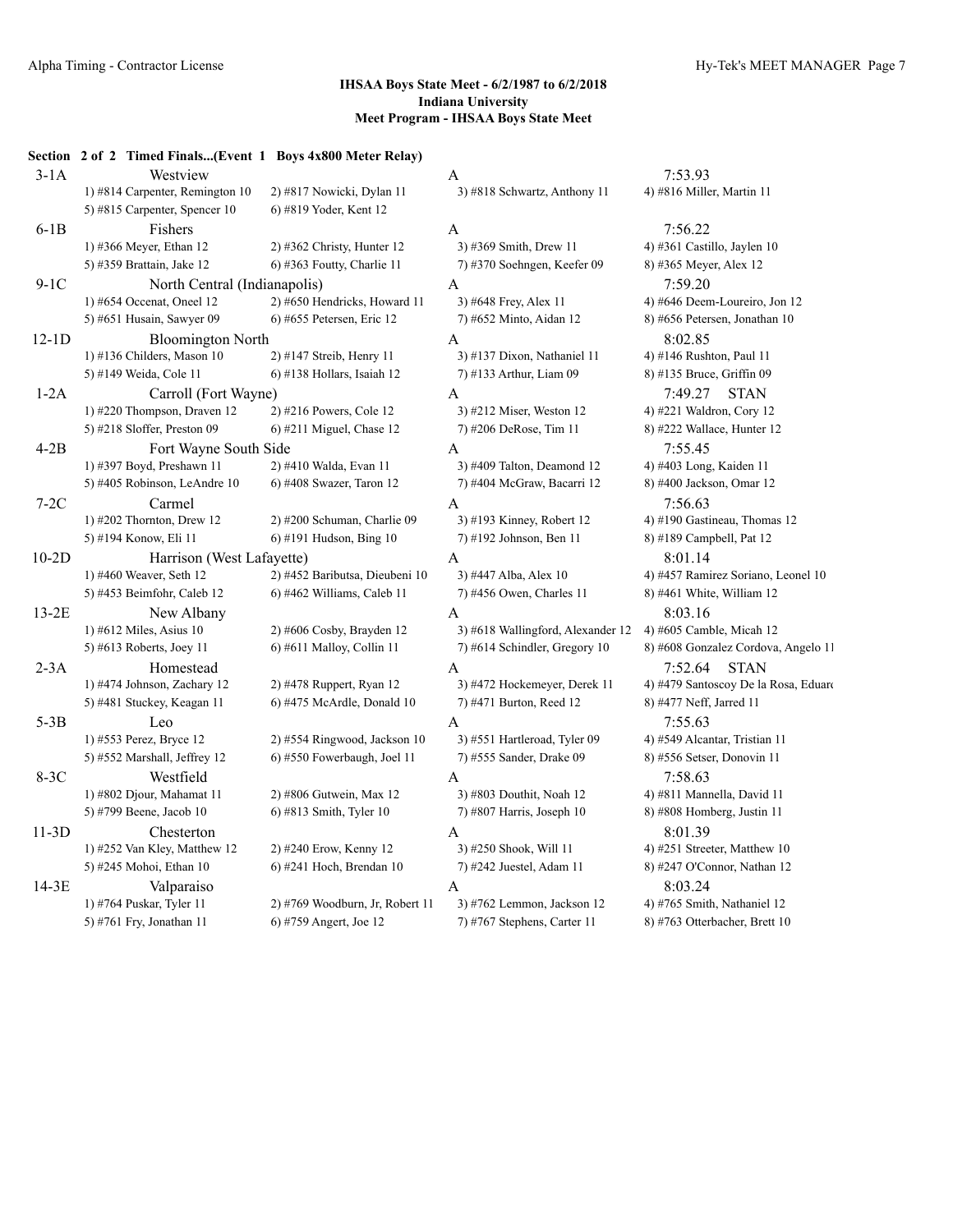**IHSAA Boys State Meet - 6/2/1987 to 6/2/2018**
**Indiana University**
**Meet Program - IHSAA Boys State Meet**

**Section 2 of 2 Timed Finals...(Event 1 Boys 4x800 Meter Relay)**

| | Team | | Relay | Seed |
|---|---|---|---|---|
| 3-1A | Westview | | A | 7:53.93 |
| | 1) #814 Carpenter, Remington 10 | 2) #817 Nowicki, Dylan 11 | 3) #818 Schwartz, Anthony 11 | 4) #816 Miller, Martin 11 |
| | 5) #815 Carpenter, Spencer 10 | 6) #819 Yoder, Kent 12 | | |
| 6-1B | Fishers | | A | 7:56.22 |
| | 1) #366 Meyer, Ethan 12 | 2) #362 Christy, Hunter 12 | 3) #369 Smith, Drew 11 | 4) #361 Castillo, Jaylen 10 |
| | 5) #359 Brattain, Jake 12 | 6) #363 Foutty, Charlie 11 | 7) #370 Soehngen, Keefer 09 | 8) #365 Meyer, Alex 12 |
| 9-1C | North Central (Indianapolis) | | A | 7:59.20 |
| | 1) #654 Occenat, Oneel 12 | 2) #650 Hendricks, Howard 11 | 3) #648 Frey, Alex 11 | 4) #646 Deem-Loureiro, Jon 12 |
| | 5) #651 Husain, Sawyer 09 | 6) #655 Petersen, Eric 12 | 7) #652 Minto, Aidan 12 | 8) #656 Petersen, Jonathan 10 |
| 12-1D | Bloomington North | | A | 8:02.85 |
| | 1) #136 Childers, Mason 10 | 2) #147 Streib, Henry 11 | 3) #137 Dixon, Nathaniel 11 | 4) #146 Rushton, Paul 11 |
| | 5) #149 Weida, Cole 11 | 6) #138 Hollars, Isaiah 12 | 7) #133 Arthur, Liam 09 | 8) #135 Bruce, Griffin 09 |
| 1-2A | Carroll (Fort Wayne) | | A | 7:49.27 STAN |
| | 1) #220 Thompson, Draven 12 | 2) #216 Powers, Cole 12 | 3) #212 Miser, Weston 12 | 4) #221 Waldron, Cory 12 |
| | 5) #218 Sloffer, Preston 09 | 6) #211 Miguel, Chase 12 | 7) #206 DeRose, Tim 11 | 8) #222 Wallace, Hunter 12 |
| 4-2B | Fort Wayne South Side | | A | 7:55.45 |
| | 1) #397 Boyd, Preshawn 11 | 2) #410 Walda, Evan 11 | 3) #409 Talton, Deamond 12 | 4) #403 Long, Kaiden 11 |
| | 5) #405 Robinson, LeAndre 10 | 6) #408 Swazer, Taron 12 | 7) #404 McGraw, Bacarri 12 | 8) #400 Jackson, Omar 12 |
| 7-2C | Carmel | | A | 7:56.63 |
| | 1) #202 Thornton, Drew 12 | 2) #200 Schuman, Charlie 09 | 3) #193 Kinney, Robert 12 | 4) #190 Gastineau, Thomas 12 |
| | 5) #194 Konow, Eli 11 | 6) #191 Hudson, Bing 10 | 7) #192 Johnson, Ben 11 | 8) #189 Campbell, Pat 12 |
| 10-2D | Harrison (West Lafayette) | | A | 8:01.14 |
| | 1) #460 Weaver, Seth 12 | 2) #452 Baributsa, Dieubeni 10 | 3) #447 Alba, Alex 10 | 4) #457 Ramirez Soriano, Leonel 10 |
| | 5) #453 Beimfohr, Caleb 12 | 6) #462 Williams, Caleb 11 | 7) #456 Owen, Charles 11 | 8) #461 White, William 12 |
| 13-2E | New Albany | | A | 8:03.16 |
| | 1) #612 Miles, Asius 10 | 2) #606 Cosby, Brayden 12 | 3) #618 Wallingford, Alexander 12 | 4) #605 Camble, Micah 12 |
| | 5) #613 Roberts, Joey 11 | 6) #611 Malloy, Collin 11 | 7) #614 Schindler, Gregory 10 | 8) #608 Gonzalez Cordova, Angelo 11 |
| 2-3A | Homestead | | A | 7:52.64 STAN |
| | 1) #474 Johnson, Zachary 12 | 2) #478 Ruppert, Ryan 12 | 3) #472 Hockemeyer, Derek 11 | 4) #479 Santoscoy De la Rosa, Eduard |
| | 5) #481 Stuckey, Keagan 11 | 6) #475 McArdle, Donald 10 | 7) #471 Burton, Reed 12 | 8) #477 Neff, Jarred 11 |
| 5-3B | Leo | | A | 7:55.63 |
| | 1) #553 Perez, Bryce 12 | 2) #554 Ringwood, Jackson 10 | 3) #551 Hartleroad, Tyler 09 | 4) #549 Alcantar, Tristian 11 |
| | 5) #552 Marshall, Jeffrey 12 | 6) #550 Fowerbaugh, Joel 11 | 7) #555 Sander, Drake 09 | 8) #556 Setser, Donovin 11 |
| 8-3C | Westfield | | A | 7:58.63 |
| | 1) #802 Djour, Mahamat 11 | 2) #806 Gutwein, Max 12 | 3) #803 Douthit, Noah 12 | 4) #811 Mannella, David 11 |
| | 5) #799 Beene, Jacob 10 | 6) #813 Smith, Tyler 10 | 7) #807 Harris, Joseph 10 | 8) #808 Homberg, Justin 11 |
| 11-3D | Chesterton | | A | 8:01.39 |
| | 1) #252 Van Kley, Matthew 12 | 2) #240 Erow, Kenny 12 | 3) #250 Shook, Will 11 | 4) #251 Streeter, Matthew 10 |
| | 5) #245 Mohoi, Ethan 10 | 6) #241 Hoch, Brendan 10 | 7) #242 Juestel, Adam 11 | 8) #247 O'Connor, Nathan 12 |
| 14-3E | Valparaiso | | A | 8:03.24 |
| | 1) #764 Puskar, Tyler 11 | 2) #769 Woodburn, Jr, Robert 11 | 3) #762 Lemmon, Jackson 12 | 4) #765 Smith, Nathaniel 12 |
| | 5) #761 Fry, Jonathan 11 | 6) #759 Angert, Joe 12 | 7) #767 Stephens, Carter 11 | 8) #763 Otterbacher, Brett 10 |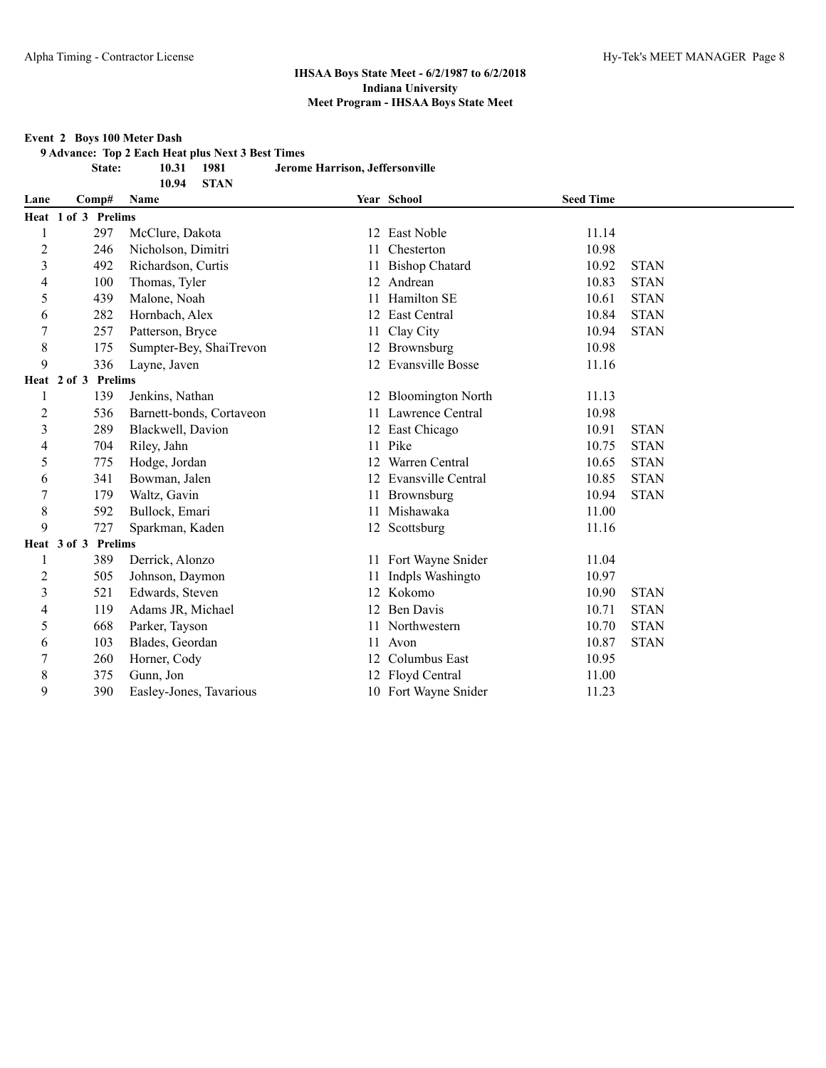**IHSAA Boys State Meet - 6/2/1987 to 6/2/2018**
**Indiana University**
**Meet Program - IHSAA Boys State Meet**

**Event 2 Boys 100 Meter Dash**

**9 Advance: Top 2 Each Heat plus Next 3 Best Times**

| | | | |
|---|---|---|---|
| **State:** | **10.31** | **1981** | **Jerome Harrison, Jeffersonville** |
| | **10.94** | **STAN** | |

| Lane | Comp# | Name | Year | School | Seed Time | |
|---|---|---|---|---|---|---|
| **Heat 1 of 3 Prelims** | | | | | | |
| 1 | 297 | McClure, Dakota | 12 | East Noble | 11.14 | |
| 2 | 246 | Nicholson, Dimitri | 11 | Chesterton | 10.98 | |
| 3 | 492 | Richardson, Curtis | 11 | Bishop Chatard | 10.92 | STAN |
| 4 | 100 | Thomas, Tyler | 12 | Andrean | 10.83 | STAN |
| 5 | 439 | Malone, Noah | 11 | Hamilton SE | 10.61 | STAN |
| 6 | 282 | Hornbach, Alex | 12 | East Central | 10.84 | STAN |
| 7 | 257 | Patterson, Bryce | 11 | Clay City | 10.94 | STAN |
| 8 | 175 | Sumpter-Bey, ShaiTrevon | 12 | Brownsburg | 10.98 | |
| 9 | 336 | Layne, Javen | 12 | Evansville Bosse | 11.16 | |
| **Heat 2 of 3 Prelims** | | | | | | |
| 1 | 139 | Jenkins, Nathan | 12 | Bloomington North | 11.13 | |
| 2 | 536 | Barnett-bonds, Cortaveon | 11 | Lawrence Central | 10.98 | |
| 3 | 289 | Blackwell, Davion | 12 | East Chicago | 10.91 | STAN |
| 4 | 704 | Riley, Jahn | 11 | Pike | 10.75 | STAN |
| 5 | 775 | Hodge, Jordan | 12 | Warren Central | 10.65 | STAN |
| 6 | 341 | Bowman, Jalen | 12 | Evansville Central | 10.85 | STAN |
| 7 | 179 | Waltz, Gavin | 11 | Brownsburg | 10.94 | STAN |
| 8 | 592 | Bullock, Emari | 11 | Mishawaka | 11.00 | |
| 9 | 727 | Sparkman, Kaden | 12 | Scottsburg | 11.16 | |
| **Heat 3 of 3 Prelims** | | | | | | |
| 1 | 389 | Derrick, Alonzo | 11 | Fort Wayne Snider | 11.04 | |
| 2 | 505 | Johnson, Daymon | 11 | Indpls Washingto | 10.97 | |
| 3 | 521 | Edwards, Steven | 12 | Kokomo | 10.90 | STAN |
| 4 | 119 | Adams JR, Michael | 12 | Ben Davis | 10.71 | STAN |
| 5 | 668 | Parker, Tayson | 11 | Northwestern | 10.70 | STAN |
| 6 | 103 | Blades, Geordan | 11 | Avon | 10.87 | STAN |
| 7 | 260 | Horner, Cody | 12 | Columbus East | 10.95 | |
| 8 | 375 | Gunn, Jon | 12 | Floyd Central | 11.00 | |
| 9 | 390 | Easley-Jones, Tavarious | 10 | Fort Wayne Snider | 11.23 | |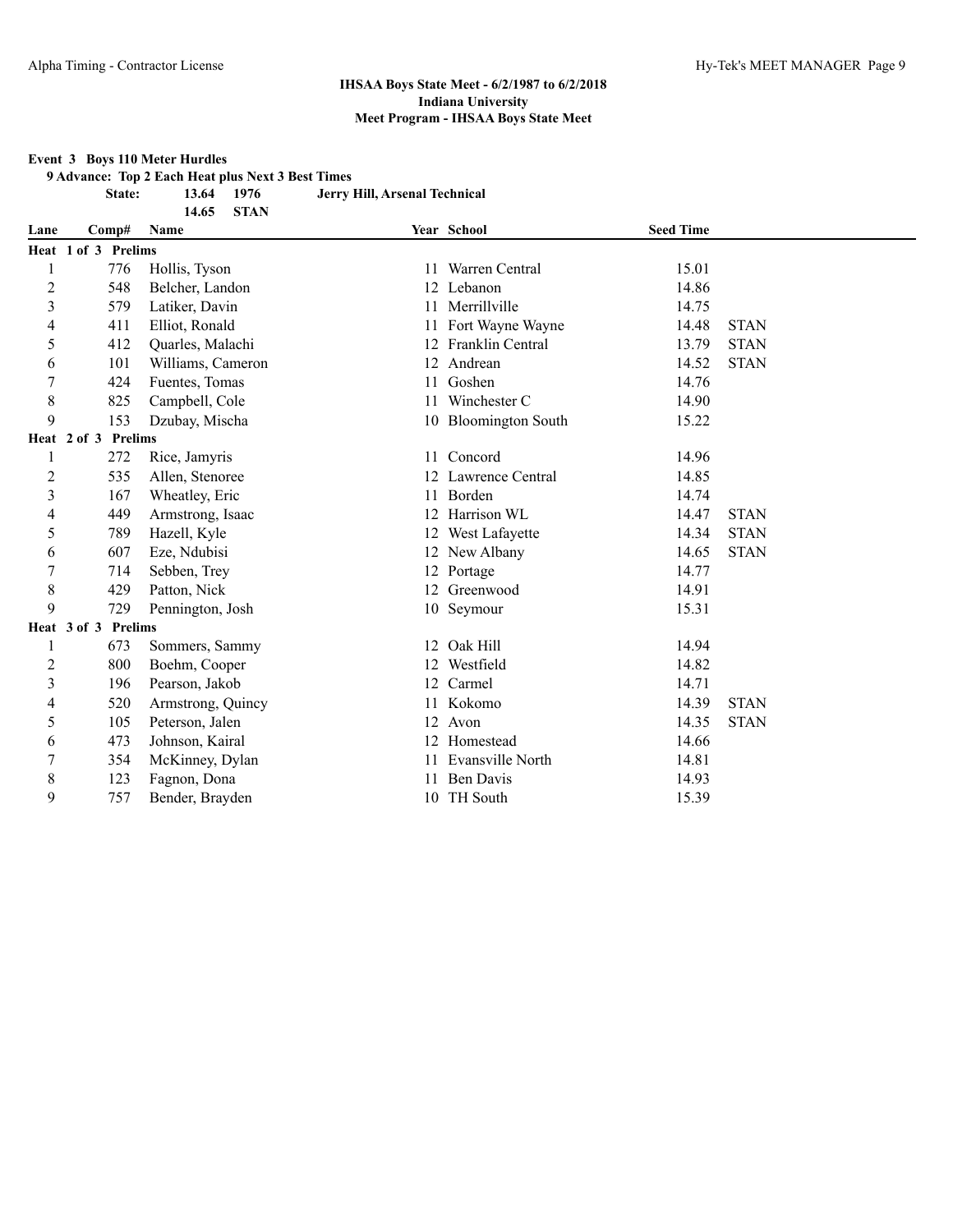**IHSAA Boys State Meet - 6/2/1987 to 6/2/2018**
**Indiana University**
**Meet Program - IHSAA Boys State Meet**

**Event 3 Boys 110 Meter Hurdles**

**9 Advance: Top 2 Each Heat plus Next 3 Best Times**

| | | | |
|---|---|---|---|
| **State:** | **13.64** | **1976** | **Jerry Hill, Arsenal Technical** |
| | **14.65** | **STAN** | |

| Lane | Comp# | Name | Year | School | Seed Time | |
|---|---|---|---|---|---|---|
| **Heat 1 of 3 Prelims** | | | | | | |
| 1 | 776 | Hollis, Tyson | 11 | Warren Central | 15.01 | |
| 2 | 548 | Belcher, Landon | 12 | Lebanon | 14.86 | |
| 3 | 579 | Latiker, Davin | 11 | Merrillville | 14.75 | |
| 4 | 411 | Elliot, Ronald | 11 | Fort Wayne Wayne | 14.48 | STAN |
| 5 | 412 | Quarles, Malachi | 12 | Franklin Central | 13.79 | STAN |
| 6 | 101 | Williams, Cameron | 12 | Andrean | 14.52 | STAN |
| 7 | 424 | Fuentes, Tomas | 11 | Goshen | 14.76 | |
| 8 | 825 | Campbell, Cole | 11 | Winchester C | 14.90 | |
| 9 | 153 | Dzubay, Mischa | 10 | Bloomington South | 15.22 | |
| **Heat 2 of 3 Prelims** | | | | | | |
| 1 | 272 | Rice, Jamyris | 11 | Concord | 14.96 | |
| 2 | 535 | Allen, Stenoree | 12 | Lawrence Central | 14.85 | |
| 3 | 167 | Wheatley, Eric | 11 | Borden | 14.74 | |
| 4 | 449 | Armstrong, Isaac | 12 | Harrison WL | 14.47 | STAN |
| 5 | 789 | Hazell, Kyle | 12 | West Lafayette | 14.34 | STAN |
| 6 | 607 | Eze, Ndubisi | 12 | New Albany | 14.65 | STAN |
| 7 | 714 | Sebben, Trey | 12 | Portage | 14.77 | |
| 8 | 429 | Patton, Nick | 12 | Greenwood | 14.91 | |
| 9 | 729 | Pennington, Josh | 10 | Seymour | 15.31 | |
| **Heat 3 of 3 Prelims** | | | | | | |
| 1 | 673 | Sommers, Sammy | 12 | Oak Hill | 14.94 | |
| 2 | 800 | Boehm, Cooper | 12 | Westfield | 14.82 | |
| 3 | 196 | Pearson, Jakob | 12 | Carmel | 14.71 | |
| 4 | 520 | Armstrong, Quincy | 11 | Kokomo | 14.39 | STAN |
| 5 | 105 | Peterson, Jalen | 12 | Avon | 14.35 | STAN |
| 6 | 473 | Johnson, Kairal | 12 | Homestead | 14.66 | |
| 7 | 354 | McKinney, Dylan | 11 | Evansville North | 14.81 | |
| 8 | 123 | Fagnon, Dona | 11 | Ben Davis | 14.93 | |
| 9 | 757 | Bender, Brayden | 10 | TH South | 15.39 | |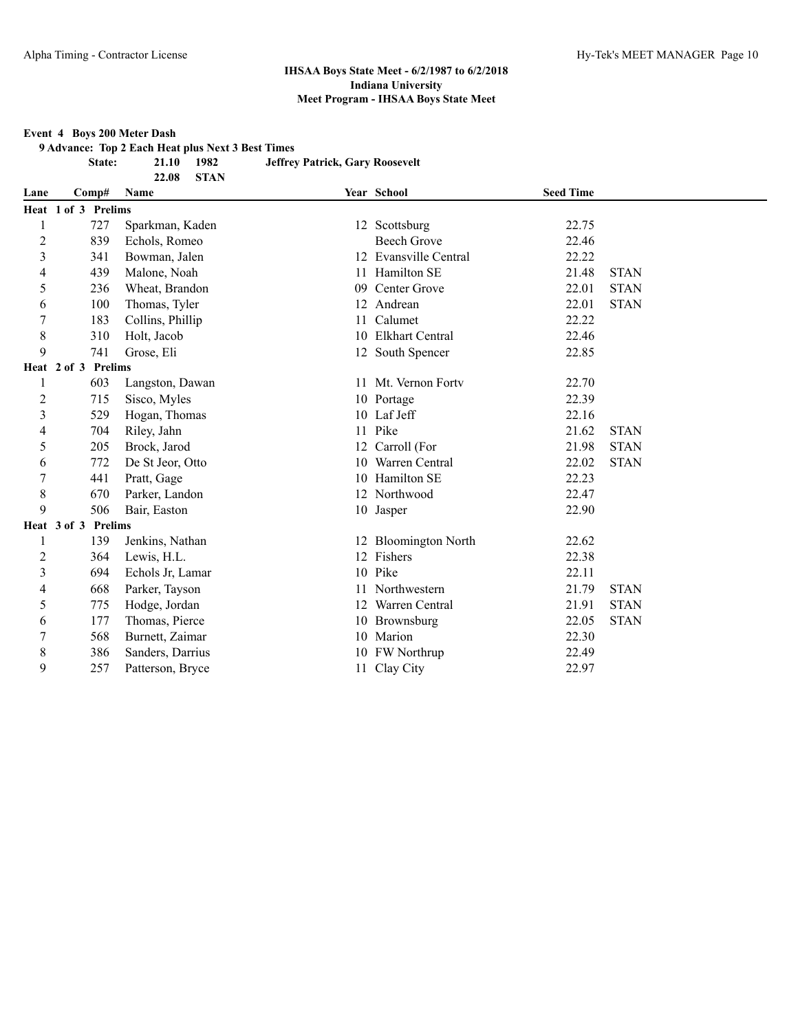**IHSAA Boys State Meet - 6/2/1987 to 6/2/2018**
**Indiana University**
**Meet Program - IHSAA Boys State Meet**

**Event 4 Boys 200 Meter Dash**

**9 Advance: Top 2 Each Heat plus Next 3 Best Times**

| | | | |
|---|---|---|---|
| **State:** | **21.10** | **1982** | **Jeffrey Patrick, Gary Roosevelt** |
| | **22.08** | **STAN** | |

| Lane | Comp# | Name | Year | School | Seed Time | |
|---|---|---|---|---|---|---|
| **Heat 1 of 3 Prelims** | | | | | | |
| 1 | 727 | Sparkman, Kaden | 12 | Scottsburg | 22.75 | |
| 2 | 839 | Echols, Romeo | | Beech Grove | 22.46 | |
| 3 | 341 | Bowman, Jalen | 12 | Evansville Central | 22.22 | |
| 4 | 439 | Malone, Noah | 11 | Hamilton SE | 21.48 | STAN |
| 5 | 236 | Wheat, Brandon | 09 | Center Grove | 22.01 | STAN |
| 6 | 100 | Thomas, Tyler | 12 | Andrean | 22.01 | STAN |
| 7 | 183 | Collins, Phillip | 11 | Calumet | 22.22 | |
| 8 | 310 | Holt, Jacob | 10 | Elkhart Central | 22.46 | |
| 9 | 741 | Grose, Eli | 12 | South Spencer | 22.85 | |
| **Heat 2 of 3 Prelims** | | | | | | |
| 1 | 603 | Langston, Dawan | 11 | Mt. Vernon Fortv | 22.70 | |
| 2 | 715 | Sisco, Myles | 10 | Portage | 22.39 | |
| 3 | 529 | Hogan, Thomas | 10 | Laf Jeff | 22.16 | |
| 4 | 704 | Riley, Jahn | 11 | Pike | 21.62 | STAN |
| 5 | 205 | Brock, Jarod | 12 | Carroll (For | 21.98 | STAN |
| 6 | 772 | De St Jeor, Otto | 10 | Warren Central | 22.02 | STAN |
| 7 | 441 | Pratt, Gage | 10 | Hamilton SE | 22.23 | |
| 8 | 670 | Parker, Landon | 12 | Northwood | 22.47 | |
| 9 | 506 | Bair, Easton | 10 | Jasper | 22.90 | |
| **Heat 3 of 3 Prelims** | | | | | | |
| 1 | 139 | Jenkins, Nathan | 12 | Bloomington North | 22.62 | |
| 2 | 364 | Lewis, H.L. | 12 | Fishers | 22.38 | |
| 3 | 694 | Echols Jr, Lamar | 10 | Pike | 22.11 | |
| 4 | 668 | Parker, Tayson | 11 | Northwestern | 21.79 | STAN |
| 5 | 775 | Hodge, Jordan | 12 | Warren Central | 21.91 | STAN |
| 6 | 177 | Thomas, Pierce | 10 | Brownsburg | 22.05 | STAN |
| 7 | 568 | Burnett, Zaimar | 10 | Marion | 22.30 | |
| 8 | 386 | Sanders, Darrius | 10 | FW Northrup | 22.49 | |
| 9 | 257 | Patterson, Bryce | 11 | Clay City | 22.97 | |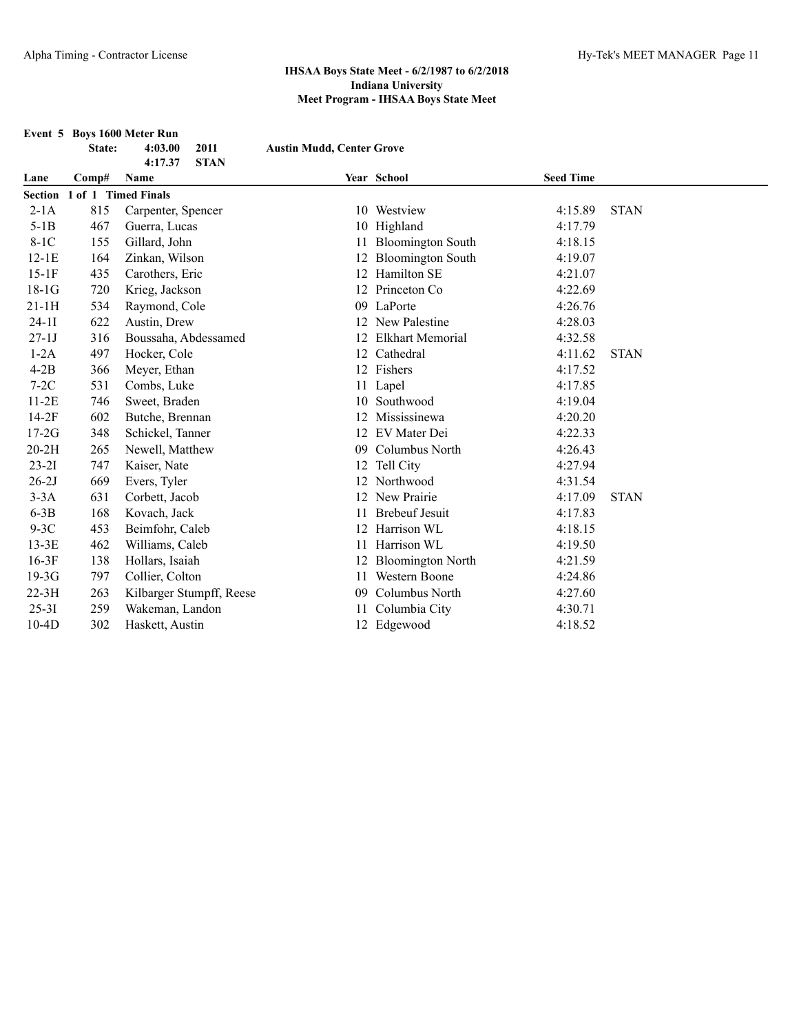**IHSAA Boys State Meet - 6/2/1987 to 6/2/2018**
**Indiana University**
**Meet Program - IHSAA Boys State Meet**

**Event 5 Boys 1600 Meter Run**

| | | | | |
|---|---|---|---|---|
| State: | 4:03.00 | 2011 | Austin Mudd, Center Grove | |
| | 4:17.37 | STAN | | |

| Lane | Comp# | Name | Year | School | Seed Time | |
|---|---|---|---|---|---|---|
| **Section 1 of 1 Timed Finals** | | | | | | |
| 2-1A | 815 | Carpenter, Spencer | 10 | Westview | 4:15.89 | STAN |
| 5-1B | 467 | Guerra, Lucas | 10 | Highland | 4:17.79 | |
| 8-1C | 155 | Gillard, John | 11 | Bloomington South | 4:18.15 | |
| 12-1E | 164 | Zinkan, Wilson | 12 | Bloomington South | 4:19.07 | |
| 15-1F | 435 | Carothers, Eric | 12 | Hamilton SE | 4:21.07 | |
| 18-1G | 720 | Krieg, Jackson | 12 | Princeton Co | 4:22.69 | |
| 21-1H | 534 | Raymond, Cole | 09 | LaPorte | 4:26.76 | |
| 24-1I | 622 | Austin, Drew | 12 | New Palestine | 4:28.03 | |
| 27-1J | 316 | Boussaha, Abdessamed | 12 | Elkhart Memorial | 4:32.58 | |
| 1-2A | 497 | Hocker, Cole | 12 | Cathedral | 4:11.62 | STAN |
| 4-2B | 366 | Meyer, Ethan | 12 | Fishers | 4:17.52 | |
| 7-2C | 531 | Combs, Luke | 11 | Lapel | 4:17.85 | |
| 11-2E | 746 | Sweet, Braden | 10 | Southwood | 4:19.04 | |
| 14-2F | 602 | Butche, Brennan | 12 | Mississinewa | 4:20.20 | |
| 17-2G | 348 | Schickel, Tanner | 12 | EV Mater Dei | 4:22.33 | |
| 20-2H | 265 | Newell, Matthew | 09 | Columbus North | 4:26.43 | |
| 23-2I | 747 | Kaiser, Nate | 12 | Tell City | 4:27.94 | |
| 26-2J | 669 | Evers, Tyler | 12 | Northwood | 4:31.54 | |
| 3-3A | 631 | Corbett, Jacob | 12 | New Prairie | 4:17.09 | STAN |
| 6-3B | 168 | Kovach, Jack | 11 | Brebeuf Jesuit | 4:17.83 | |
| 9-3C | 453 | Beimfohr, Caleb | 12 | Harrison WL | 4:18.15 | |
| 13-3E | 462 | Williams, Caleb | 11 | Harrison WL | 4:19.50 | |
| 16-3F | 138 | Hollars, Isaiah | 12 | Bloomington North | 4:21.59 | |
| 19-3G | 797 | Collier, Colton | 11 | Western Boone | 4:24.86 | |
| 22-3H | 263 | Kilbarger Stumpff, Reese | 09 | Columbus North | 4:27.60 | |
| 25-3I | 259 | Wakeman, Landon | 11 | Columbia City | 4:30.71 | |
| 10-4D | 302 | Haskett, Austin | 12 | Edgewood | 4:18.52 | |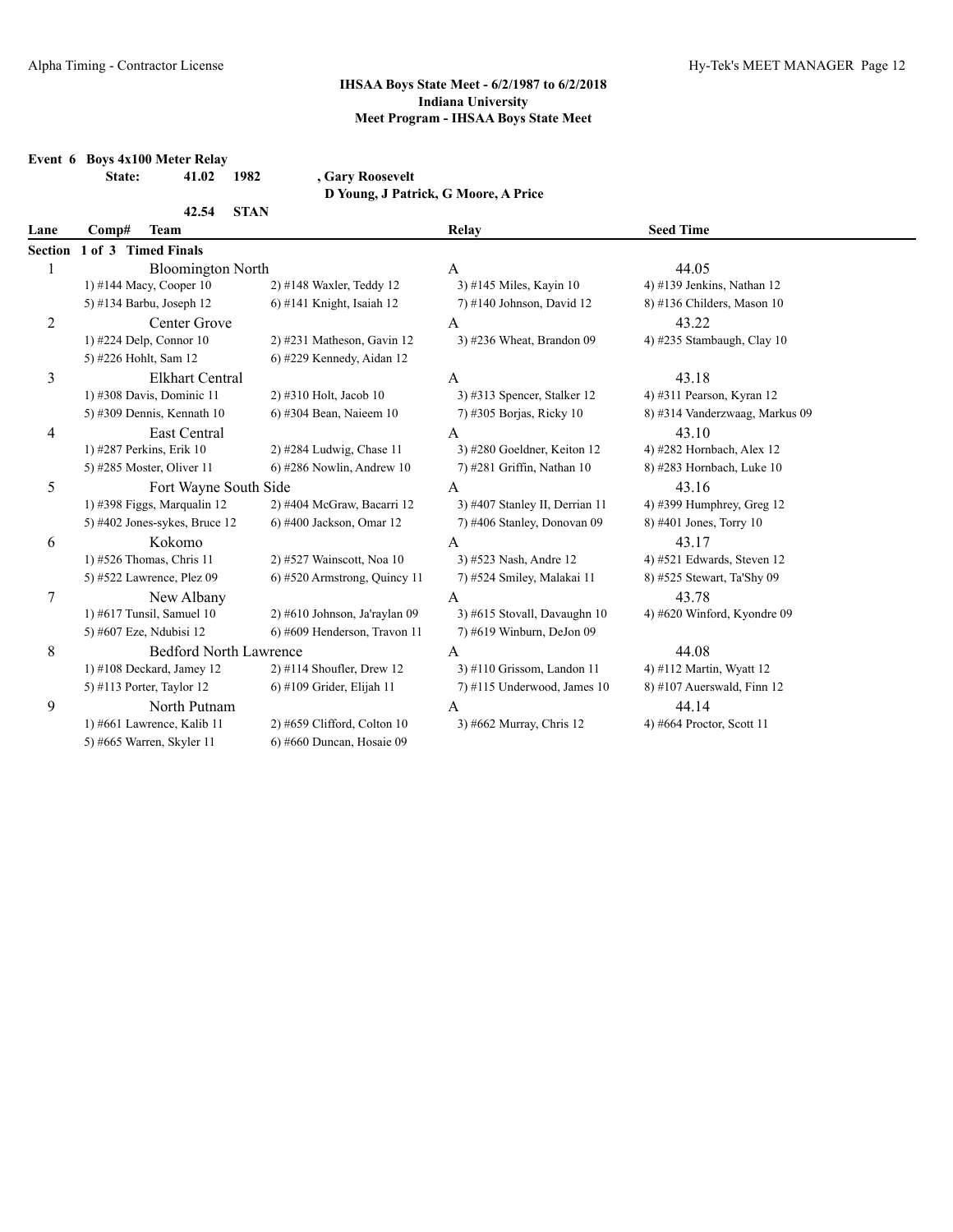### IHSAA Boys State Meet - 6/2/1987 to 6/2/2018
### Indiana University
### Meet Program - IHSAA Boys State Meet

**Event 6 Boys 4x100 Meter Relay**

**State: 41.02 1982 , Gary Roosevelt**
**D Young, J Patrick, G Moore, A Price**

**42.54 STAN**

| Lane | Comp# Team | | Relay | Seed Time |
|---|---|---|---|---|
| **Section 1 of 3 Timed Finals** | | | | |
| 1 | Bloomington North | | A | 44.05 |
| | 1) #144 Macy, Cooper 10 | 2) #148 Waxler, Teddy 12 | 3) #145 Miles, Kayin 10 | 4) #139 Jenkins, Nathan 12 |
| | 5) #134 Barbu, Joseph 12 | 6) #141 Knight, Isaiah 12 | 7) #140 Johnson, David 12 | 8) #136 Childers, Mason 10 |
| 2 | Center Grove | | A | 43.22 |
| | 1) #224 Delp, Connor 10 | 2) #231 Matheson, Gavin 12 | 3) #236 Wheat, Brandon 09 | 4) #235 Stambaugh, Clay 10 |
| | 5) #226 Hohlt, Sam 12 | 6) #229 Kennedy, Aidan 12 | | |
| 3 | Elkhart Central | | A | 43.18 |
| | 1) #308 Davis, Dominic 11 | 2) #310 Holt, Jacob 10 | 3) #313 Spencer, Stalker 12 | 4) #311 Pearson, Kyran 12 |
| | 5) #309 Dennis, Kennath 10 | 6) #304 Bean, Naieem 10 | 7) #305 Borjas, Ricky 10 | 8) #314 Vanderzwaag, Markus 09 |
| 4 | East Central | | A | 43.10 |
| | 1) #287 Perkins, Erik 10 | 2) #284 Ludwig, Chase 11 | 3) #280 Goeldner, Keiton 12 | 4) #282 Hornbach, Alex 12 |
| | 5) #285 Moster, Oliver 11 | 6) #286 Nowlin, Andrew 10 | 7) #281 Griffin, Nathan 10 | 8) #283 Hornbach, Luke 10 |
| 5 | Fort Wayne South Side | | A | 43.16 |
| | 1) #398 Figgs, Marqualin 12 | 2) #404 McGraw, Bacarri 12 | 3) #407 Stanley II, Derrian 11 | 4) #399 Humphrey, Greg 12 |
| | 5) #402 Jones-sykes, Bruce 12 | 6) #400 Jackson, Omar 12 | 7) #406 Stanley, Donovan 09 | 8) #401 Jones, Torry 10 |
| 6 | Kokomo | | A | 43.17 |
| | 1) #526 Thomas, Chris 11 | 2) #527 Wainscott, Noa 10 | 3) #523 Nash, Andre 12 | 4) #521 Edwards, Steven 12 |
| | 5) #522 Lawrence, Plez 09 | 6) #520 Armstrong, Quincy 11 | 7) #524 Smiley, Malakai 11 | 8) #525 Stewart, Ta'Shy 09 |
| 7 | New Albany | | A | 43.78 |
| | 1) #617 Tunsil, Samuel 10 | 2) #610 Johnson, Ja'raylan 09 | 3) #615 Stovall, Davaughn 10 | 4) #620 Winford, Kyondre 09 |
| | 5) #607 Eze, Ndubisi 12 | 6) #609 Henderson, Travon 11 | 7) #619 Winburn, DeJon 09 | |
| 8 | Bedford North Lawrence | | A | 44.08 |
| | 1) #108 Deckard, Jamey 12 | 2) #114 Shoufler, Drew 12 | 3) #110 Grissom, Landon 11 | 4) #112 Martin, Wyatt 12 |
| | 5) #113 Porter, Taylor 12 | 6) #109 Grider, Elijah 11 | 7) #115 Underwood, James 10 | 8) #107 Auerswald, Finn 12 |
| 9 | North Putnam | | A | 44.14 |
| | 1) #661 Lawrence, Kalib 11 | 2) #659 Clifford, Colton 10 | 3) #662 Murray, Chris 12 | 4) #664 Proctor, Scott 11 |
| | 5) #665 Warren, Skyler 11 | 6) #660 Duncan, Hosaie 09 | | |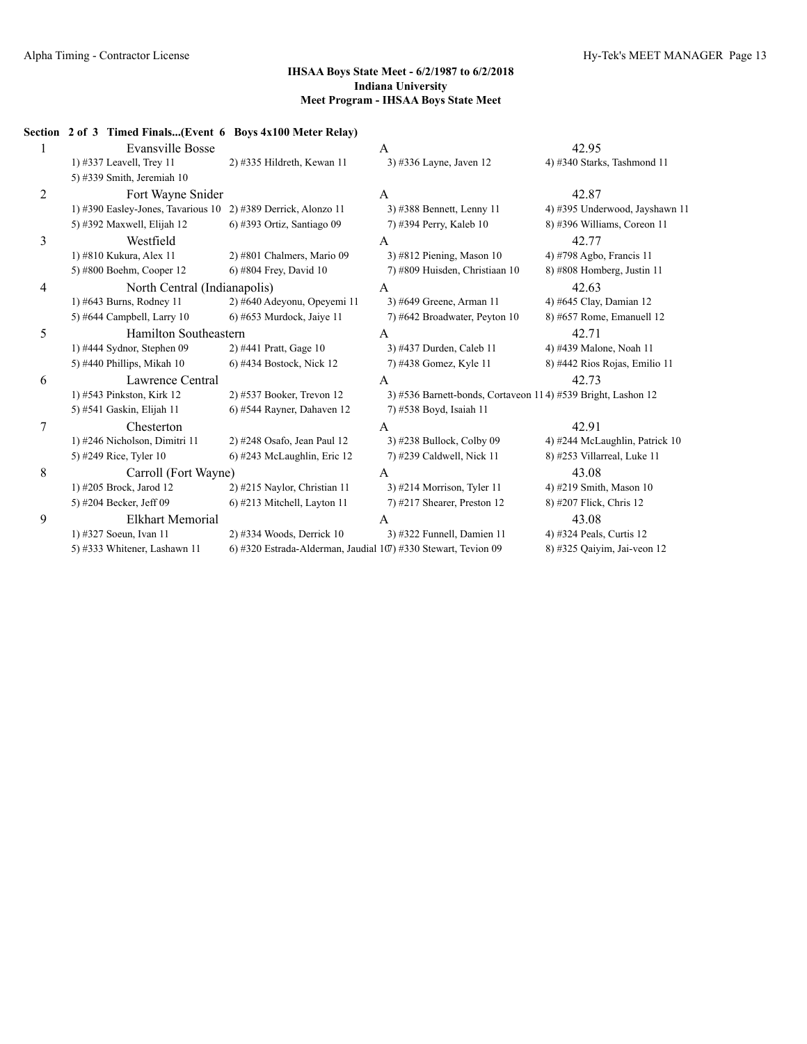**IHSAA Boys State Meet - 6/2/1987 to 6/2/2018**
**Indiana University**
**Meet Program - IHSAA Boys State Meet**

**Section 2 of 3 Timed Finals...(Event 6 Boys 4x100 Meter Relay)**

| Lane | Team | Relay | Seed Time |
|---|---|---|---|
| 1 | Evansville Bosse | A | 42.95 |
| | 1) #337 Leavell, Trey 11 · 2) #335 Hildreth, Kewan 11 · 3) #336 Layne, Javen 12 · 4) #340 Starks, Tashmond 11 · 5) #339 Smith, Jeremiah 10 | | |
| 2 | Fort Wayne Snider | A | 42.87 |
| | 1) #390 Easley-Jones, Tavarious 10 · 2) #389 Derrick, Alonzo 11 · 3) #388 Bennett, Lenny 11 · 4) #395 Underwood, Jayshawn 11 · 5) #392 Maxwell, Elijah 12 · 6) #393 Ortiz, Santiago 09 · 7) #394 Perry, Kaleb 10 · 8) #396 Williams, Coreon 11 | | |
| 3 | Westfield | A | 42.77 |
| | 1) #810 Kukura, Alex 11 · 2) #801 Chalmers, Mario 09 · 3) #812 Piening, Mason 10 · 4) #798 Agbo, Francis 11 · 5) #800 Boehm, Cooper 12 · 6) #804 Frey, David 10 · 7) #809 Huisden, Christiaan 10 · 8) #808 Homberg, Justin 11 | | |
| 4 | North Central (Indianapolis) | A | 42.63 |
| | 1) #643 Burns, Rodney 11 · 2) #640 Adeyonu, Opeyemi 11 · 3) #649 Greene, Arman 11 · 4) #645 Clay, Damian 12 · 5) #644 Campbell, Larry 10 · 6) #653 Murdock, Jaiye 11 · 7) #642 Broadwater, Peyton 10 · 8) #657 Rome, Emanuell 12 | | |
| 5 | Hamilton Southeastern | A | 42.71 |
| | 1) #444 Sydnor, Stephen 09 · 2) #441 Pratt, Gage 10 · 3) #437 Durden, Caleb 11 · 4) #439 Malone, Noah 11 · 5) #440 Phillips, Mikah 10 · 6) #434 Bostock, Nick 12 · 7) #438 Gomez, Kyle 11 · 8) #442 Rios Rojas, Emilio 11 | | |
| 6 | Lawrence Central | A | 42.73 |
| | 1) #543 Pinkston, Kirk 12 · 2) #537 Booker, Trevon 12 · 3) #536 Barnett-bonds, Cortaveon 11 · 4) #539 Bright, Lashon 12 · 5) #541 Gaskin, Elijah 11 · 6) #544 Rayner, Dahaven 12 · 7) #538 Boyd, Isaiah 11 | | |
| 7 | Chesterton | A | 42.91 |
| | 1) #246 Nicholson, Dimitri 11 · 2) #248 Osafo, Jean Paul 12 · 3) #238 Bullock, Colby 09 · 4) #244 McLaughlin, Patrick 10 · 5) #249 Rice, Tyler 10 · 6) #243 McLaughlin, Eric 12 · 7) #239 Caldwell, Nick 11 · 8) #253 Villarreal, Luke 11 | | |
| 8 | Carroll (Fort Wayne) | A | 43.08 |
| | 1) #205 Brock, Jarod 12 · 2) #215 Naylor, Christian 11 · 3) #214 Morrison, Tyler 11 · 4) #219 Smith, Mason 10 · 5) #204 Becker, Jeff 09 · 6) #213 Mitchell, Layton 11 · 7) #217 Shearer, Preston 12 · 8) #207 Flick, Chris 12 | | |
| 9 | Elkhart Memorial | A | 43.08 |
| | 1) #327 Soeun, Ivan 11 · 2) #334 Woods, Derrick 10 · 3) #322 Funnell, Damien 11 · 4) #324 Peals, Curtis 12 · 5) #333 Whitener, Lashawn 11 · 6) #320 Estrada-Alderman, Jaudial 10 · 7) #330 Stewart, Tevion 09 · 8) #325 Qaiyim, Jai-veon 12 | | |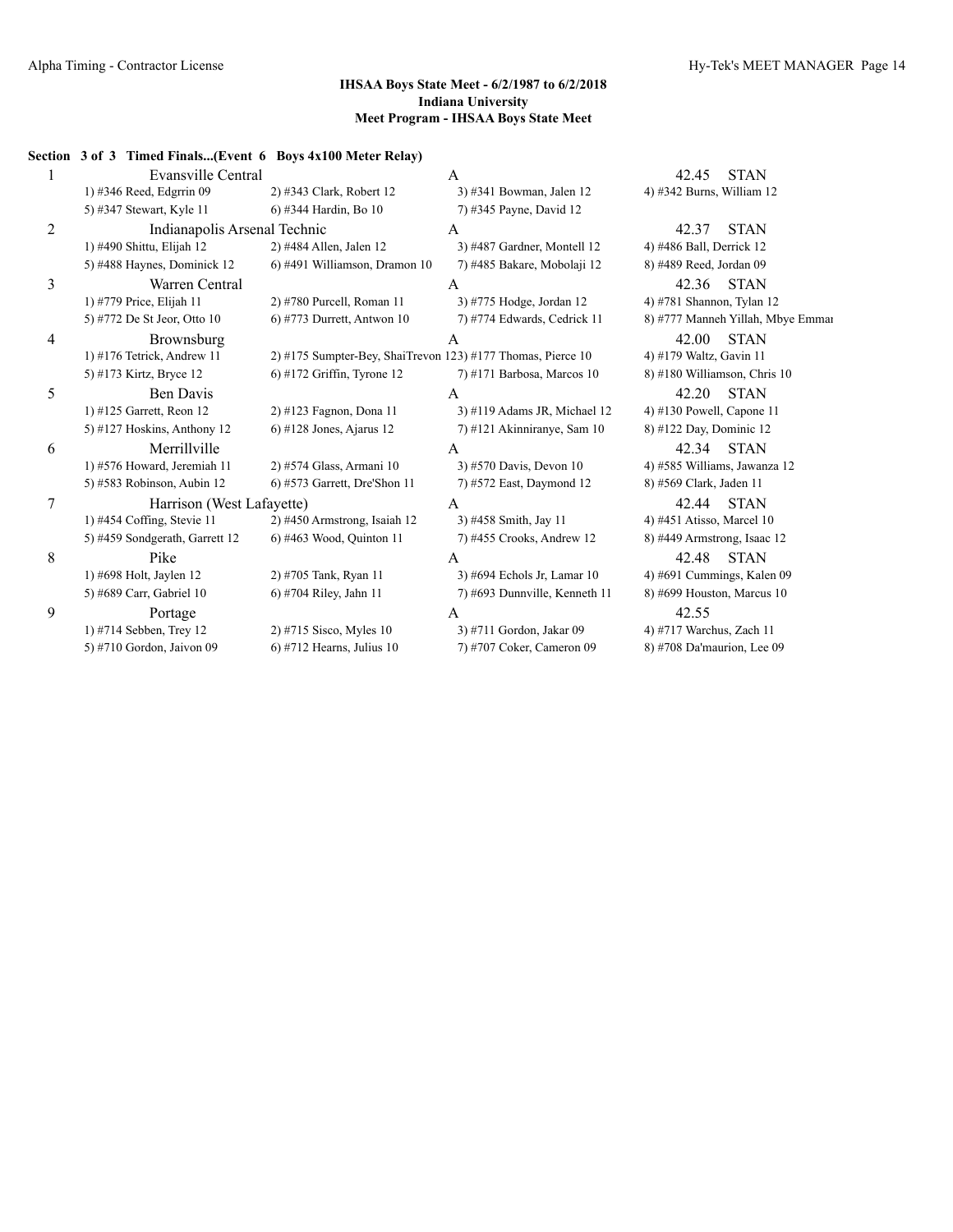## IHSAA Boys State Meet - 6/2/1987 to 6/2/2018
### Indiana University
### Meet Program - IHSAA Boys State Meet

**Section 3 of 3 Timed Finals...(Event 6 Boys 4x100 Meter Relay)**

| Lane | Team | Relay | Seed |
|---|---|---|---|
| 1 | Evansville Central | A | 42.45 STAN |
| | 1) #346 Reed, Edgrrin 09 | 2) #343 Clark, Robert 12 | 3) #341 Bowman, Jalen 12 | 4) #342 Burns, William 12 |
| | 5) #347 Stewart, Kyle 11 | 6) #344 Hardin, Bo 10 | 7) #345 Payne, David 12 | |
| 2 | Indianapolis Arsenal Technic | A | 42.37 STAN |
| | 1) #490 Shittu, Elijah 12 | 2) #484 Allen, Jalen 12 | 3) #487 Gardner, Montell 12 | 4) #486 Ball, Derrick 12 |
| | 5) #488 Haynes, Dominick 12 | 6) #491 Williamson, Dramon 10 | 7) #485 Bakare, Mobolaji 12 | 8) #489 Reed, Jordan 09 |
| 3 | Warren Central | A | 42.36 STAN |
| | 1) #779 Price, Elijah 11 | 2) #780 Purcell, Roman 11 | 3) #775 Hodge, Jordan 12 | 4) #781 Shannon, Tylan 12 |
| | 5) #772 De St Jeor, Otto 10 | 6) #773 Durrett, Antwon 10 | 7) #774 Edwards, Cedrick 11 | 8) #777 Manneh Yillah, Mbye Emmai |
| 4 | Brownsburg | A | 42.00 STAN |
| | 1) #176 Tetrick, Andrew 11 | 2) #175 Sumpter-Bey, ShaiTrevon 12 | 3) #177 Thomas, Pierce 10 | 4) #179 Waltz, Gavin 11 |
| | 5) #173 Kirtz, Bryce 12 | 6) #172 Griffin, Tyrone 12 | 7) #171 Barbosa, Marcos 10 | 8) #180 Williamson, Chris 10 |
| 5 | Ben Davis | A | 42.20 STAN |
| | 1) #125 Garrett, Reon 12 | 2) #123 Fagnon, Dona 11 | 3) #119 Adams JR, Michael 12 | 4) #130 Powell, Capone 11 |
| | 5) #127 Hoskins, Anthony 12 | 6) #128 Jones, Ajarus 12 | 7) #121 Akinniranye, Sam 10 | 8) #122 Day, Dominic 12 |
| 6 | Merrillville | A | 42.34 STAN |
| | 1) #576 Howard, Jeremiah 11 | 2) #574 Glass, Armani 10 | 3) #570 Davis, Devon 10 | 4) #585 Williams, Jawanza 12 |
| | 5) #583 Robinson, Aubin 12 | 6) #573 Garrett, Dre'Shon 11 | 7) #572 East, Daymond 12 | 8) #569 Clark, Jaden 11 |
| 7 | Harrison (West Lafayette) | A | 42.44 STAN |
| | 1) #454 Coffing, Stevie 11 | 2) #450 Armstrong, Isaiah 12 | 3) #458 Smith, Jay 11 | 4) #451 Atisso, Marcel 10 |
| | 5) #459 Sondgerath, Garrett 12 | 6) #463 Wood, Quinton 11 | 7) #455 Crooks, Andrew 12 | 8) #449 Armstrong, Isaac 12 |
| 8 | Pike | A | 42.48 STAN |
| | 1) #698 Holt, Jaylen 12 | 2) #705 Tank, Ryan 11 | 3) #694 Echols Jr, Lamar 10 | 4) #691 Cummings, Kalen 09 |
| | 5) #689 Carr, Gabriel 10 | 6) #704 Riley, Jahn 11 | 7) #693 Dunnville, Kenneth 11 | 8) #699 Houston, Marcus 10 |
| 9 | Portage | A | 42.55 |
| | 1) #714 Sebben, Trey 12 | 2) #715 Sisco, Myles 10 | 3) #711 Gordon, Jakar 09 | 4) #717 Warchus, Zach 11 |
| | 5) #710 Gordon, Jaivon 09 | 6) #712 Hearns, Julius 10 | 7) #707 Coker, Cameron 09 | 8) #708 Da'maurion, Lee 09 |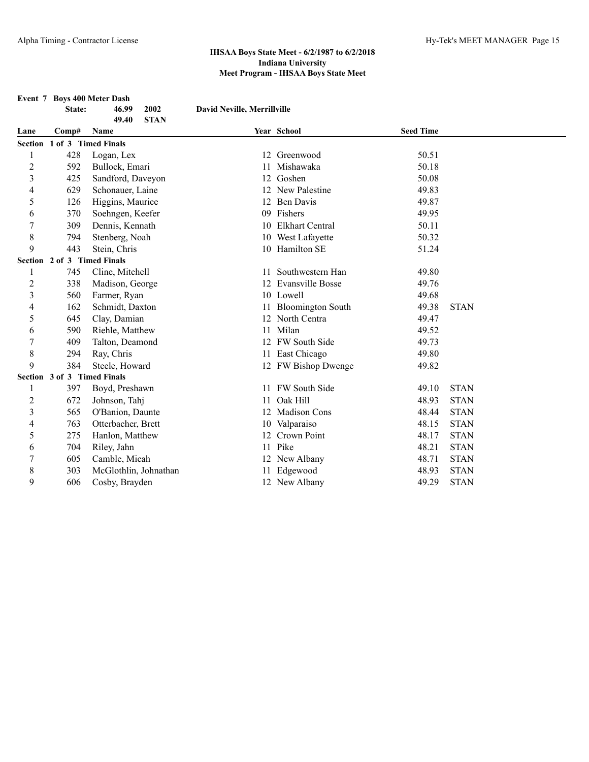## IHSAA Boys State Meet - 6/2/1987 to 6/2/2018
### Indiana University
### Meet Program - IHSAA Boys State Meet

**Event 7 Boys 400 Meter Dash**

| | | | |
|---|---|---|---|
| **State:** | **46.99** | **2002** | **David Neville, Merrillville** |
| | **49.40** | **STAN** | |

| Lane | Comp# | Name | Year | School | Seed Time | |
|---|---|---|---|---|---|---|
| **Section 1 of 3 Timed Finals** | | | | | | |
| 1 | 428 | Logan, Lex | 12 | Greenwood | 50.51 | |
| 2 | 592 | Bullock, Emari | 11 | Mishawaka | 50.18 | |
| 3 | 425 | Sandford, Daveyon | 12 | Goshen | 50.08 | |
| 4 | 629 | Schonauer, Laine | 12 | New Palestine | 49.83 | |
| 5 | 126 | Higgins, Maurice | 12 | Ben Davis | 49.87 | |
| 6 | 370 | Soehngen, Keefer | 09 | Fishers | 49.95 | |
| 7 | 309 | Dennis, Kennath | 10 | Elkhart Central | 50.11 | |
| 8 | 794 | Stenberg, Noah | 10 | West Lafayette | 50.32 | |
| 9 | 443 | Stein, Chris | 10 | Hamilton SE | 51.24 | |
| **Section 2 of 3 Timed Finals** | | | | | | |
| 1 | 745 | Cline, Mitchell | 11 | Southwestern Han | 49.80 | |
| 2 | 338 | Madison, George | 12 | Evansville Bosse | 49.76 | |
| 3 | 560 | Farmer, Ryan | 10 | Lowell | 49.68 | |
| 4 | 162 | Schmidt, Daxton | 11 | Bloomington South | 49.38 | STAN |
| 5 | 645 | Clay, Damian | 12 | North Centra | 49.47 | |
| 6 | 590 | Riehle, Matthew | 11 | Milan | 49.52 | |
| 7 | 409 | Talton, Deamond | 12 | FW South Side | 49.73 | |
| 8 | 294 | Ray, Chris | 11 | East Chicago | 49.80 | |
| 9 | 384 | Steele, Howard | 12 | FW Bishop Dwenge | 49.82 | |
| **Section 3 of 3 Timed Finals** | | | | | | |
| 1 | 397 | Boyd, Preshawn | 11 | FW South Side | 49.10 | STAN |
| 2 | 672 | Johnson, Tahj | 11 | Oak Hill | 48.93 | STAN |
| 3 | 565 | O'Banion, Daunte | 12 | Madison Cons | 48.44 | STAN |
| 4 | 763 | Otterbacher, Brett | 10 | Valparaiso | 48.15 | STAN |
| 5 | 275 | Hanlon, Matthew | 12 | Crown Point | 48.17 | STAN |
| 6 | 704 | Riley, Jahn | 11 | Pike | 48.21 | STAN |
| 7 | 605 | Camble, Micah | 12 | New Albany | 48.71 | STAN |
| 8 | 303 | McGlothlin, Johnathan | 11 | Edgewood | 48.93 | STAN |
| 9 | 606 | Cosby, Brayden | 12 | New Albany | 49.29 | STAN |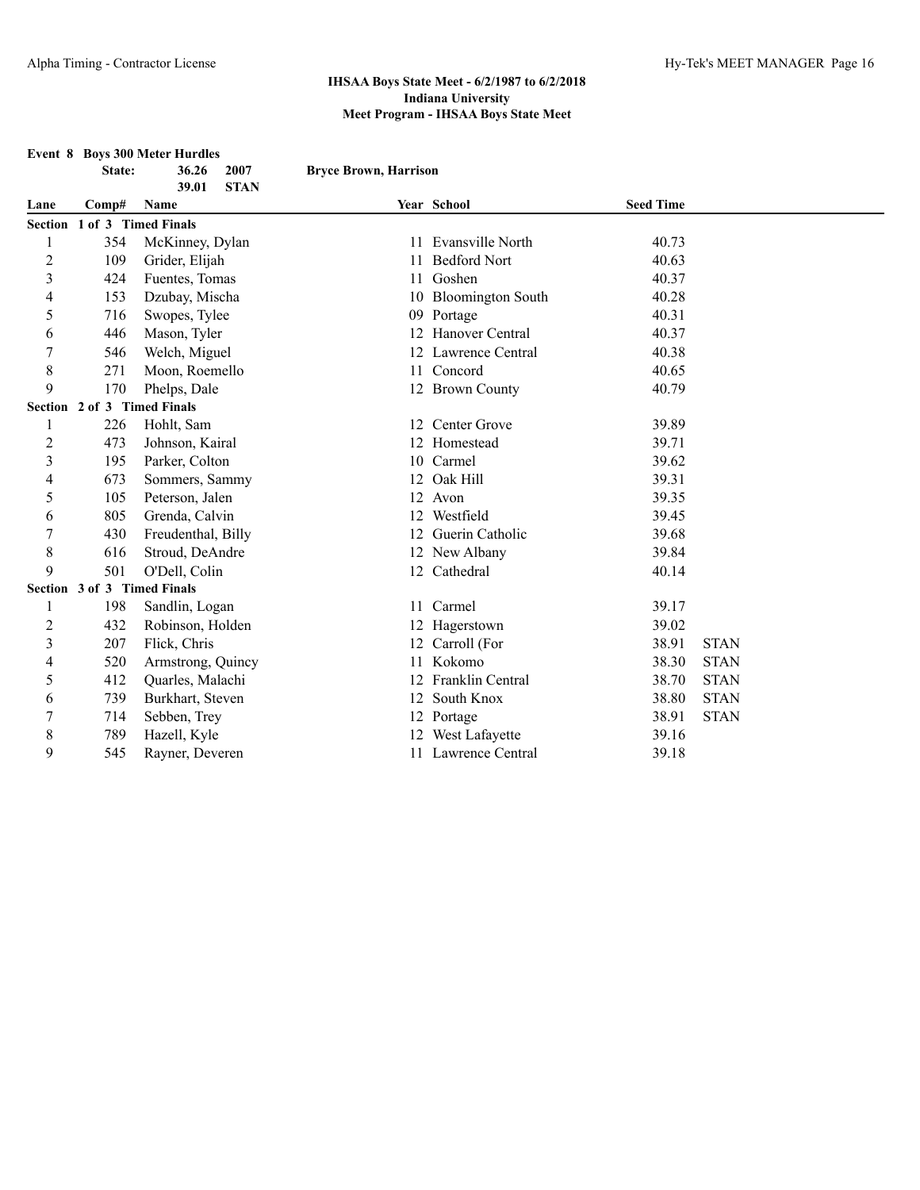**IHSAA Boys State Meet - 6/2/1987 to 6/2/2018**
**Indiana University**
**Meet Program - IHSAA Boys State Meet**

**Event 8 Boys 300 Meter Hurdles**

| | | | | | | |
|---|---|---|---|---|---|---|
| State: | 36.26 | 2007 | Bryce Brown, Harrison | | | |
| | 39.01 | STAN | | | | |

| Lane | Comp# | Name | Year | School | Seed Time | |
|---|---|---|---|---|---|---|
| **Section 1 of 3 Timed Finals** | | | | | | |
| 1 | 354 | McKinney, Dylan | 11 | Evansville North | 40.73 | |
| 2 | 109 | Grider, Elijah | 11 | Bedford Nort | 40.63 | |
| 3 | 424 | Fuentes, Tomas | 11 | Goshen | 40.37 | |
| 4 | 153 | Dzubay, Mischa | 10 | Bloomington South | 40.28 | |
| 5 | 716 | Swopes, Tylee | 09 | Portage | 40.31 | |
| 6 | 446 | Mason, Tyler | 12 | Hanover Central | 40.37 | |
| 7 | 546 | Welch, Miguel | 12 | Lawrence Central | 40.38 | |
| 8 | 271 | Moon, Roemello | 11 | Concord | 40.65 | |
| 9 | 170 | Phelps, Dale | 12 | Brown County | 40.79 | |
| **Section 2 of 3 Timed Finals** | | | | | | |
| 1 | 226 | Hohlt, Sam | 12 | Center Grove | 39.89 | |
| 2 | 473 | Johnson, Kairal | 12 | Homestead | 39.71 | |
| 3 | 195 | Parker, Colton | 10 | Carmel | 39.62 | |
| 4 | 673 | Sommers, Sammy | 12 | Oak Hill | 39.31 | |
| 5 | 105 | Peterson, Jalen | 12 | Avon | 39.35 | |
| 6 | 805 | Grenda, Calvin | 12 | Westfield | 39.45 | |
| 7 | 430 | Freudenthal, Billy | 12 | Guerin Catholic | 39.68 | |
| 8 | 616 | Stroud, DeAndre | 12 | New Albany | 39.84 | |
| 9 | 501 | O'Dell, Colin | 12 | Cathedral | 40.14 | |
| **Section 3 of 3 Timed Finals** | | | | | | |
| 1 | 198 | Sandlin, Logan | 11 | Carmel | 39.17 | |
| 2 | 432 | Robinson, Holden | 12 | Hagerstown | 39.02 | |
| 3 | 207 | Flick, Chris | 12 | Carroll (For | 38.91 | STAN |
| 4 | 520 | Armstrong, Quincy | 11 | Kokomo | 38.30 | STAN |
| 5 | 412 | Quarles, Malachi | 12 | Franklin Central | 38.70 | STAN |
| 6 | 739 | Burkhart, Steven | 12 | South Knox | 38.80 | STAN |
| 7 | 714 | Sebben, Trey | 12 | Portage | 38.91 | STAN |
| 8 | 789 | Hazell, Kyle | 12 | West Lafayette | 39.16 | |
| 9 | 545 | Rayner, Deveren | 11 | Lawrence Central | 39.18 | |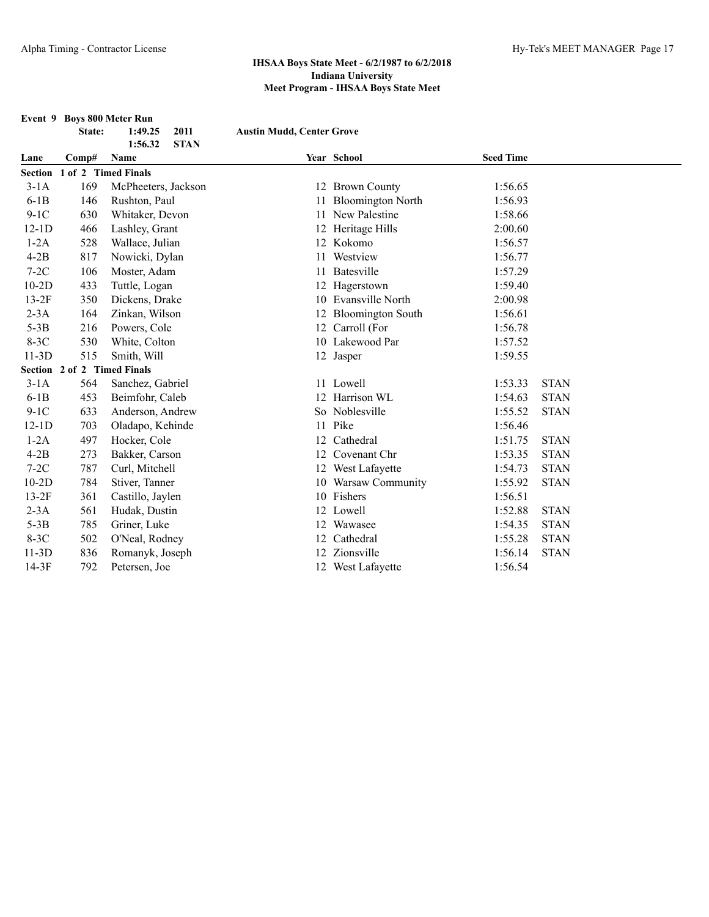**IHSAA Boys State Meet - 6/2/1987 to 6/2/2018**
**Indiana University**
**Meet Program - IHSAA Boys State Meet**

**Event 9 Boys 800 Meter Run**

| | | | | |
|---|---|---|---|---|
| **State:** | **1:49.25** | **2011** | **Austin Mudd, Center Grove** | |
| | **1:56.32** | **STAN** | | |

| Lane | Comp# | Name | Year | School | Seed Time | |
|---|---|---|---|---|---|---|
| **Section 1 of 2 Timed Finals** | | | | | | |
| 3-1A | 169 | McPheeters, Jackson | 12 | Brown County | 1:56.65 | |
| 6-1B | 146 | Rushton, Paul | 11 | Bloomington North | 1:56.93 | |
| 9-1C | 630 | Whitaker, Devon | 11 | New Palestine | 1:58.66 | |
| 12-1D | 466 | Lashley, Grant | 12 | Heritage Hills | 2:00.60 | |
| 1-2A | 528 | Wallace, Julian | 12 | Kokomo | 1:56.57 | |
| 4-2B | 817 | Nowicki, Dylan | 11 | Westview | 1:56.77 | |
| 7-2C | 106 | Moster, Adam | 11 | Batesville | 1:57.29 | |
| 10-2D | 433 | Tuttle, Logan | 12 | Hagerstown | 1:59.40 | |
| 13-2F | 350 | Dickens, Drake | 10 | Evansville North | 2:00.98 | |
| 2-3A | 164 | Zinkan, Wilson | 12 | Bloomington South | 1:56.61 | |
| 5-3B | 216 | Powers, Cole | 12 | Carroll (For | 1:56.78 | |
| 8-3C | 530 | White, Colton | 10 | Lakewood Par | 1:57.52 | |
| 11-3D | 515 | Smith, Will | 12 | Jasper | 1:59.55 | |
| **Section 2 of 2 Timed Finals** | | | | | | |
| 3-1A | 564 | Sanchez, Gabriel | 11 | Lowell | 1:53.33 | STAN |
| 6-1B | 453 | Beimfohr, Caleb | 12 | Harrison WL | 1:54.63 | STAN |
| 9-1C | 633 | Anderson, Andrew | So | Noblesville | 1:55.52 | STAN |
| 12-1D | 703 | Oladapo, Kehinde | 11 | Pike | 1:56.46 | |
| 1-2A | 497 | Hocker, Cole | 12 | Cathedral | 1:51.75 | STAN |
| 4-2B | 273 | Bakker, Carson | 12 | Covenant Chr | 1:53.35 | STAN |
| 7-2C | 787 | Curl, Mitchell | 12 | West Lafayette | 1:54.73 | STAN |
| 10-2D | 784 | Stiver, Tanner | 10 | Warsaw Community | 1:55.92 | STAN |
| 13-2F | 361 | Castillo, Jaylen | 10 | Fishers | 1:56.51 | |
| 2-3A | 561 | Hudak, Dustin | 12 | Lowell | 1:52.88 | STAN |
| 5-3B | 785 | Griner, Luke | 12 | Wawasee | 1:54.35 | STAN |
| 8-3C | 502 | O'Neal, Rodney | 12 | Cathedral | 1:55.28 | STAN |
| 11-3D | 836 | Romanyk, Joseph | 12 | Zionsville | 1:56.14 | STAN |
| 14-3F | 792 | Petersen, Joe | 12 | West Lafayette | 1:56.54 | |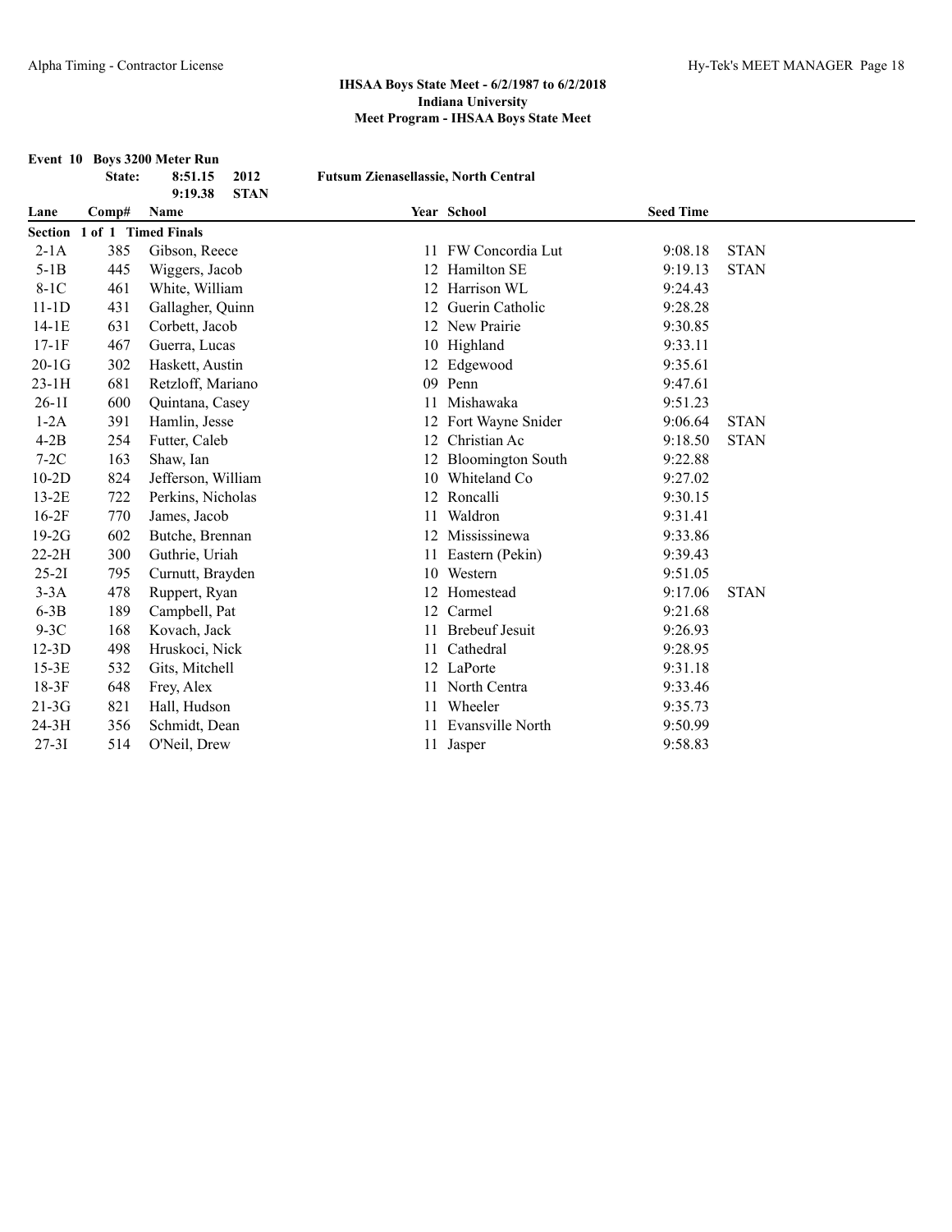**IHSAA Boys State Meet - 6/2/1987 to 6/2/2018**
**Indiana University**
**Meet Program - IHSAA Boys State Meet**

**Event 10 Boys 3200 Meter Run**

| | | | |
|---|---|---|---|
| **State:** | **8:51.15** | **2012** | **Futsum Zienasellassie, North Central** |
| | **9:19.38** | **STAN** | |

| Lane | Comp# | Name | Year | School | Seed Time | |
|---|---|---|---|---|---|---|
| **Section 1 of 1 Timed Finals** | | | | | | |
| 2-1A | 385 | Gibson, Reece | 11 | FW Concordia Lut | 9:08.18 | STAN |
| 5-1B | 445 | Wiggers, Jacob | 12 | Hamilton SE | 9:19.13 | STAN |
| 8-1C | 461 | White, William | 12 | Harrison WL | 9:24.43 | |
| 11-1D | 431 | Gallagher, Quinn | 12 | Guerin Catholic | 9:28.28 | |
| 14-1E | 631 | Corbett, Jacob | 12 | New Prairie | 9:30.85 | |
| 17-1F | 467 | Guerra, Lucas | 10 | Highland | 9:33.11 | |
| 20-1G | 302 | Haskett, Austin | 12 | Edgewood | 9:35.61 | |
| 23-1H | 681 | Retzloff, Mariano | 09 | Penn | 9:47.61 | |
| 26-1I | 600 | Quintana, Casey | 11 | Mishawaka | 9:51.23 | |
| 1-2A | 391 | Hamlin, Jesse | 12 | Fort Wayne Snider | 9:06.64 | STAN |
| 4-2B | 254 | Futter, Caleb | 12 | Christian Ac | 9:18.50 | STAN |
| 7-2C | 163 | Shaw, Ian | 12 | Bloomington South | 9:22.88 | |
| 10-2D | 824 | Jefferson, William | 10 | Whiteland Co | 9:27.02 | |
| 13-2E | 722 | Perkins, Nicholas | 12 | Roncalli | 9:30.15 | |
| 16-2F | 770 | James, Jacob | 11 | Waldron | 9:31.41 | |
| 19-2G | 602 | Butche, Brennan | 12 | Mississinewa | 9:33.86 | |
| 22-2H | 300 | Guthrie, Uriah | 11 | Eastern (Pekin) | 9:39.43 | |
| 25-2I | 795 | Curnutt, Brayden | 10 | Western | 9:51.05 | |
| 3-3A | 478 | Ruppert, Ryan | 12 | Homestead | 9:17.06 | STAN |
| 6-3B | 189 | Campbell, Pat | 12 | Carmel | 9:21.68 | |
| 9-3C | 168 | Kovach, Jack | 11 | Brebeuf Jesuit | 9:26.93 | |
| 12-3D | 498 | Hruskoci, Nick | 11 | Cathedral | 9:28.95 | |
| 15-3E | 532 | Gits, Mitchell | 12 | LaPorte | 9:31.18 | |
| 18-3F | 648 | Frey, Alex | 11 | North Centra | 9:33.46 | |
| 21-3G | 821 | Hall, Hudson | 11 | Wheeler | 9:35.73 | |
| 24-3H | 356 | Schmidt, Dean | 11 | Evansville North | 9:50.99 | |
| 27-3I | 514 | O'Neil, Drew | 11 | Jasper | 9:58.83 | |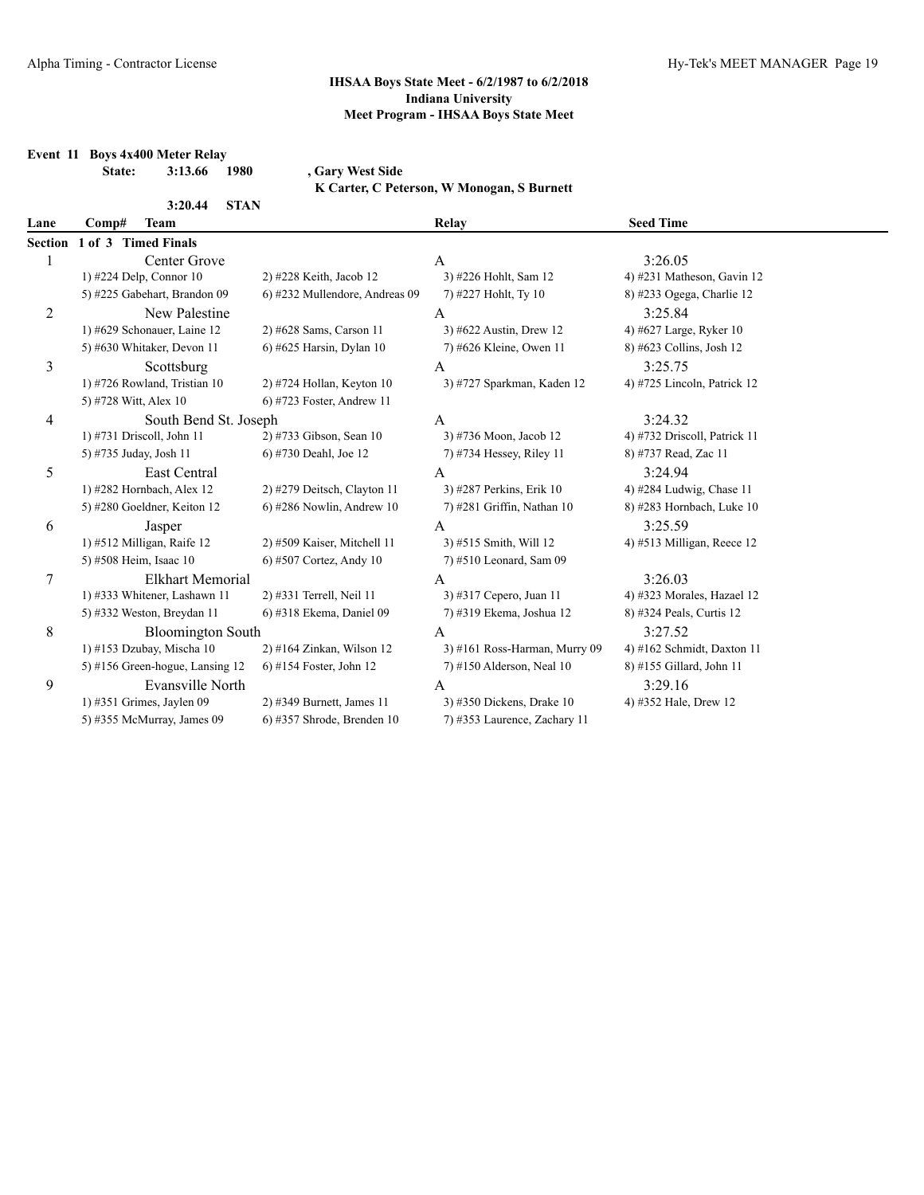**IHSAA Boys State Meet - 6/2/1987 to 6/2/2018**
**Indiana University**
**Meet Program - IHSAA Boys State Meet**

**Event 11 Boys 4x400 Meter Relay**

**State: 3:13.66 1980 , Gary West Side**
**K Carter, C Peterson, W Monogan, S Burnett**

**3:20.44 STAN**

| Lane | Comp# Team | | Relay | Seed Time |
|---|---|---|---|---|
| **Section 1 of 3 Timed Finals** | | | | |
| 1 | Center Grove | | A | 3:26.05 |
| | 1) #224 Delp, Connor 10 | 2) #228 Keith, Jacob 12 | 3) #226 Hohlt, Sam 12 | 4) #231 Matheson, Gavin 12 |
| | 5) #225 Gabehart, Brandon 09 | 6) #232 Mullendore, Andreas 09 | 7) #227 Hohlt, Ty 10 | 8) #233 Ogega, Charlie 12 |
| 2 | New Palestine | | A | 3:25.84 |
| | 1) #629 Schonauer, Laine 12 | 2) #628 Sams, Carson 11 | 3) #622 Austin, Drew 12 | 4) #627 Large, Ryker 10 |
| | 5) #630 Whitaker, Devon 11 | 6) #625 Harsin, Dylan 10 | 7) #626 Kleine, Owen 11 | 8) #623 Collins, Josh 12 |
| 3 | Scottsburg | | A | 3:25.75 |
| | 1) #726 Rowland, Tristian 10 | 2) #724 Hollan, Keyton 10 | 3) #727 Sparkman, Kaden 12 | 4) #725 Lincoln, Patrick 12 |
| | 5) #728 Witt, Alex 10 | 6) #723 Foster, Andrew 11 | | |
| 4 | South Bend St. Joseph | | A | 3:24.32 |
| | 1) #731 Driscoll, John 11 | 2) #733 Gibson, Sean 10 | 3) #736 Moon, Jacob 12 | 4) #732 Driscoll, Patrick 11 |
| | 5) #735 Juday, Josh 11 | 6) #730 Deahl, Joe 12 | 7) #734 Hessey, Riley 11 | 8) #737 Read, Zac 11 |
| 5 | East Central | | A | 3:24.94 |
| | 1) #282 Hornbach, Alex 12 | 2) #279 Deitsch, Clayton 11 | 3) #287 Perkins, Erik 10 | 4) #284 Ludwig, Chase 11 |
| | 5) #280 Goeldner, Keiton 12 | 6) #286 Nowlin, Andrew 10 | 7) #281 Griffin, Nathan 10 | 8) #283 Hornbach, Luke 10 |
| 6 | Jasper | | A | 3:25.59 |
| | 1) #512 Milligan, Raife 12 | 2) #509 Kaiser, Mitchell 11 | 3) #515 Smith, Will 12 | 4) #513 Milligan, Reece 12 |
| | 5) #508 Heim, Isaac 10 | 6) #507 Cortez, Andy 10 | 7) #510 Leonard, Sam 09 | |
| 7 | Elkhart Memorial | | A | 3:26.03 |
| | 1) #333 Whitener, Lashawn 11 | 2) #331 Terrell, Neil 11 | 3) #317 Cepero, Juan 11 | 4) #323 Morales, Hazael 12 |
| | 5) #332 Weston, Breydan 11 | 6) #318 Ekema, Daniel 09 | 7) #319 Ekema, Joshua 12 | 8) #324 Peals, Curtis 12 |
| 8 | Bloomington South | | A | 3:27.52 |
| | 1) #153 Dzubay, Mischa 10 | 2) #164 Zinkan, Wilson 12 | 3) #161 Ross-Harman, Murry 09 | 4) #162 Schmidt, Daxton 11 |
| | 5) #156 Green-hogue, Lansing 12 | 6) #154 Foster, John 12 | 7) #150 Alderson, Neal 10 | 8) #155 Gillard, John 11 |
| 9 | Evansville North | | A | 3:29.16 |
| | 1) #351 Grimes, Jaylen 09 | 2) #349 Burnett, James 11 | 3) #350 Dickens, Drake 10 | 4) #352 Hale, Drew 12 |
| | 5) #355 McMurray, James 09 | 6) #357 Shrode, Brenden 10 | 7) #353 Laurence, Zachary 11 | |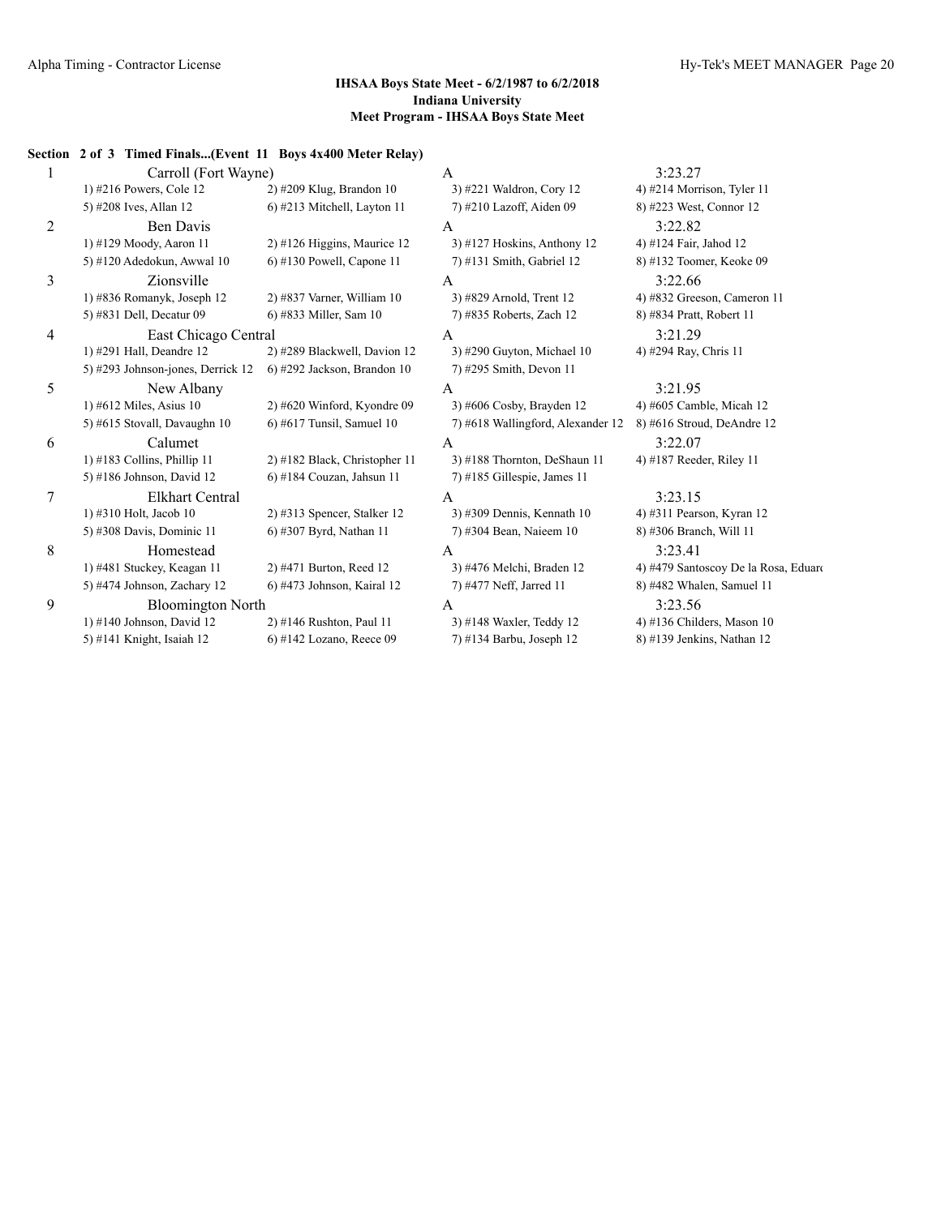**IHSAA Boys State Meet - 6/2/1987 to 6/2/2018**
**Indiana University**
**Meet Program - IHSAA Boys State Meet**

**Section 2 of 3 Timed Finals...(Event 11 Boys 4x400 Meter Relay)**

| Lane | Team | Relay | Seed Time |
|---|---|---|---|
| 1 | Carroll (Fort Wayne) | A | 3:23.27 |
| | 1) #216 Powers, Cole 12 | 2) #209 Klug, Brandon 10 | 3) #221 Waldron, Cory 12 | 4) #214 Morrison, Tyler 11 |
| | 5) #208 Ives, Allan 12 | 6) #213 Mitchell, Layton 11 | 7) #210 Lazoff, Aiden 09 | 8) #223 West, Connor 12 |
| 2 | Ben Davis | A | 3:22.82 |
| | 1) #129 Moody, Aaron 11 | 2) #126 Higgins, Maurice 12 | 3) #127 Hoskins, Anthony 12 | 4) #124 Fair, Jahod 12 |
| | 5) #120 Adedokun, Awwal 10 | 6) #130 Powell, Capone 11 | 7) #131 Smith, Gabriel 12 | 8) #132 Toomer, Keoke 09 |
| 3 | Zionsville | A | 3:22.66 |
| | 1) #836 Romanyk, Joseph 12 | 2) #837 Varner, William 10 | 3) #829 Arnold, Trent 12 | 4) #832 Greeson, Cameron 11 |
| | 5) #831 Dell, Decatur 09 | 6) #833 Miller, Sam 10 | 7) #835 Roberts, Zach 12 | 8) #834 Pratt, Robert 11 |
| 4 | East Chicago Central | A | 3:21.29 |
| | 1) #291 Hall, Deandre 12 | 2) #289 Blackwell, Davion 12 | 3) #290 Guyton, Michael 10 | 4) #294 Ray, Chris 11 |
| | 5) #293 Johnson-jones, Derrick 12 | 6) #292 Jackson, Brandon 10 | 7) #295 Smith, Devon 11 | |
| 5 | New Albany | A | 3:21.95 |
| | 1) #612 Miles, Asius 10 | 2) #620 Winford, Kyondre 09 | 3) #606 Cosby, Brayden 12 | 4) #605 Camble, Micah 12 |
| | 5) #615 Stovall, Davaughn 10 | 6) #617 Tunsil, Samuel 10 | 7) #618 Wallingford, Alexander 12 | 8) #616 Stroud, DeAndre 12 |
| 6 | Calumet | A | 3:22.07 |
| | 1) #183 Collins, Phillip 11 | 2) #182 Black, Christopher 11 | 3) #188 Thornton, DeShaun 11 | 4) #187 Reeder, Riley 11 |
| | 5) #186 Johnson, David 12 | 6) #184 Couzan, Jahsun 11 | 7) #185 Gillespie, James 11 | |
| 7 | Elkhart Central | A | 3:23.15 |
| | 1) #310 Holt, Jacob 10 | 2) #313 Spencer, Stalker 12 | 3) #309 Dennis, Kennath 10 | 4) #311 Pearson, Kyran 12 |
| | 5) #308 Davis, Dominic 11 | 6) #307 Byrd, Nathan 11 | 7) #304 Bean, Naieem 10 | 8) #306 Branch, Will 11 |
| 8 | Homestead | A | 3:23.41 |
| | 1) #481 Stuckey, Keagan 11 | 2) #471 Burton, Reed 12 | 3) #476 Melchi, Braden 12 | 4) #479 Santoscoy De la Rosa, Eduard |
| | 5) #474 Johnson, Zachary 12 | 6) #473 Johnson, Kairal 12 | 7) #477 Neff, Jarred 11 | 8) #482 Whalen, Samuel 11 |
| 9 | Bloomington North | A | 3:23.56 |
| | 1) #140 Johnson, David 12 | 2) #146 Rushton, Paul 11 | 3) #148 Waxler, Teddy 12 | 4) #136 Childers, Mason 10 |
| | 5) #141 Knight, Isaiah 12 | 6) #142 Lozano, Reece 09 | 7) #134 Barbu, Joseph 12 | 8) #139 Jenkins, Nathan 12 |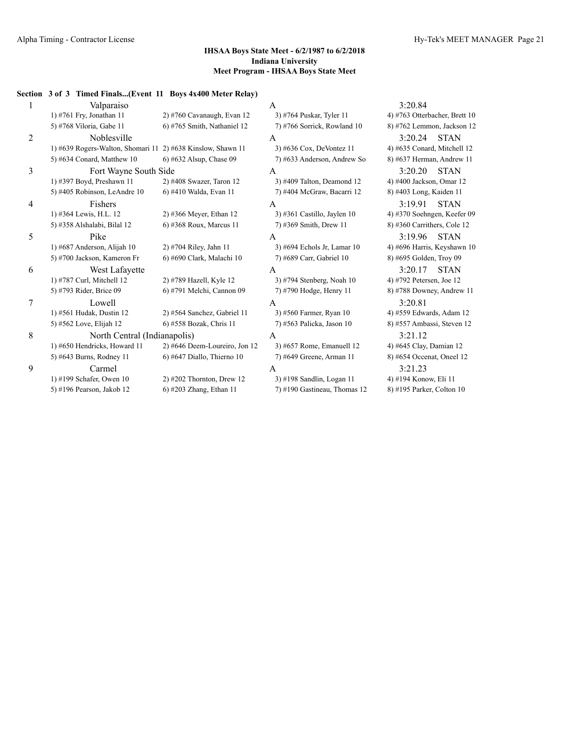**IHSAA Boys State Meet - 6/2/1987 to 6/2/2018**
**Indiana University**
**Meet Program - IHSAA Boys State Meet**

**Section 3 of 3 Timed Finals...(Event 11 Boys 4x400 Meter Relay)**

| | | | | |
|---|---|---|---|---|
| 1 | Valparaiso | | A | 3:20.84 |
| | 1) #761 Fry, Jonathan 11 | 2) #760 Cavanaugh, Evan 12 | 3) #764 Puskar, Tyler 11 | 4) #763 Otterbacher, Brett 10 |
| | 5) #768 Viloria, Gabe 11 | 6) #765 Smith, Nathaniel 12 | 7) #766 Sorrick, Rowland 10 | 8) #762 Lemmon, Jackson 12 |
| 2 | Noblesville | | A | 3:20.24 STAN |
| | 1) #639 Rogers-Walton, Shomari 11 | 2) #638 Kinslow, Shawn 11 | 3) #636 Cox, DeVontez 11 | 4) #635 Conard, Mitchell 12 |
| | 5) #634 Conard, Matthew 10 | 6) #632 Alsup, Chase 09 | 7) #633 Anderson, Andrew So | 8) #637 Herman, Andrew 11 |
| 3 | Fort Wayne South Side | | A | 3:20.20 STAN |
| | 1) #397 Boyd, Preshawn 11 | 2) #408 Swazer, Taron 12 | 3) #409 Talton, Deamond 12 | 4) #400 Jackson, Omar 12 |
| | 5) #405 Robinson, LeAndre 10 | 6) #410 Walda, Evan 11 | 7) #404 McGraw, Bacarri 12 | 8) #403 Long, Kaiden 11 |
| 4 | Fishers | | A | 3:19.91 STAN |
| | 1) #364 Lewis, H.L. 12 | 2) #366 Meyer, Ethan 12 | 3) #361 Castillo, Jaylen 10 | 4) #370 Soehngen, Keefer 09 |
| | 5) #358 Alshalabi, Bilal 12 | 6) #368 Roux, Marcus 11 | 7) #369 Smith, Drew 11 | 8) #360 Carrithers, Cole 12 |
| 5 | Pike | | A | 3:19.96 STAN |
| | 1) #687 Anderson, Alijah 10 | 2) #704 Riley, Jahn 11 | 3) #694 Echols Jr, Lamar 10 | 4) #696 Harris, Keyshawn 10 |
| | 5) #700 Jackson, Kameron Fr | 6) #690 Clark, Malachi 10 | 7) #689 Carr, Gabriel 10 | 8) #695 Golden, Troy 09 |
| 6 | West Lafayette | | A | 3:20.17 STAN |
| | 1) #787 Curl, Mitchell 12 | 2) #789 Hazell, Kyle 12 | 3) #794 Stenberg, Noah 10 | 4) #792 Petersen, Joe 12 |
| | 5) #793 Rider, Brice 09 | 6) #791 Melchi, Cannon 09 | 7) #790 Hodge, Henry 11 | 8) #788 Downey, Andrew 11 |
| 7 | Lowell | | A | 3:20.81 |
| | 1) #561 Hudak, Dustin 12 | 2) #564 Sanchez, Gabriel 11 | 3) #560 Farmer, Ryan 10 | 4) #559 Edwards, Adam 12 |
| | 5) #562 Love, Elijah 12 | 6) #558 Bozak, Chris 11 | 7) #563 Palicka, Jason 10 | 8) #557 Ambassi, Steven 12 |
| 8 | North Central (Indianapolis) | | A | 3:21.12 |
| | 1) #650 Hendricks, Howard 11 | 2) #646 Deem-Loureiro, Jon 12 | 3) #657 Rome, Emanuell 12 | 4) #645 Clay, Damian 12 |
| | 5) #643 Burns, Rodney 11 | 6) #647 Diallo, Thierno 10 | 7) #649 Greene, Arman 11 | 8) #654 Occenat, Oneel 12 |
| 9 | Carmel | | A | 3:21.23 |
| | 1) #199 Schafer, Owen 10 | 2) #202 Thornton, Drew 12 | 3) #198 Sandlin, Logan 11 | 4) #194 Konow, Eli 11 |
| | 5) #196 Pearson, Jakob 12 | 6) #203 Zhang, Ethan 11 | 7) #190 Gastineau, Thomas 12 | 8) #195 Parker, Colton 10 |